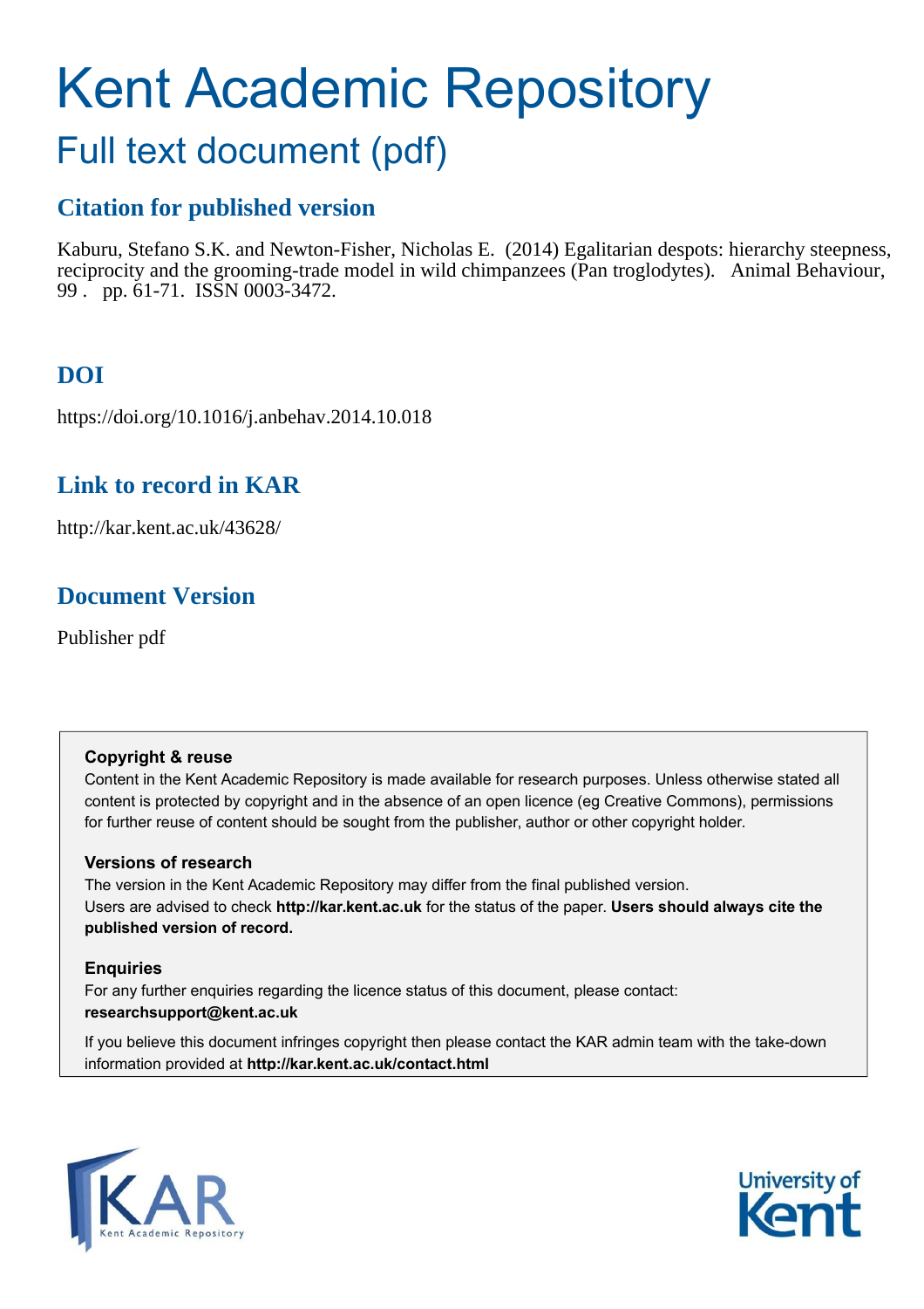# Kent Academic Repository

## Full text document (pdf)

### Citation for published version

Kaburu, Stefano S.K. and Newton-Fisher, Nicholas E. (2014) Egalitarian despots: hierarchy steepness, reciprocity and the grooming-trade model in wild chimpanzees (Pan troglodytes). Animal Behaviour, 99 . pp. 61-71. ISSN 0003-3472.

### DOI

https://doi.org/10.1016/j.anbehav.2014.10.018

### Link to record in KAR

http://kar.kent.ac.uk/43628/

### Document Version

Publisher pdf

**Copyright & reuse**

Content in the Kent Academic Repository is made available for research purposes. Unless otherwise stated all content is protected by copyright and in the absence of an open licence (eg Creative Commons), permissions for further reuse of content should be sought from the publisher, author or other copyright holder.

**Versions of research**

The version in the Kent Academic Repository may differ from the final published version. Users are advised to check **http://kar.kent.ac.uk** for the status of the paper. **Users should always cite the published version of record.**

**Enquiries**

For any further enquiries regarding the licence status of this document, please contact: **researchsupport@kent.ac.uk**

If you believe this document infringes copyright then please contact the KAR admin team with the take-down information provided at **http://kar.kent.ac.uk/contact.html**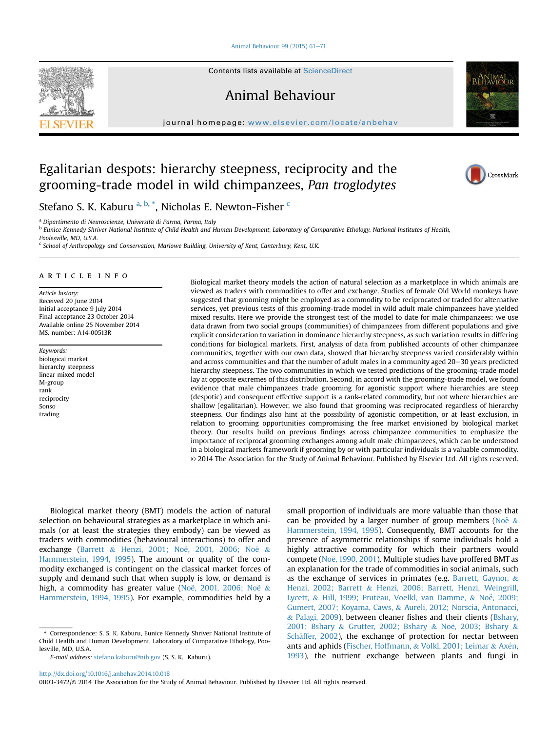# Egalitarian despots: hierarchy steepness, reciprocity and the grooming-trade model in wild chimpanzees, *Pan troglodytes*

Stefano S. K. Kaburu [a, b, *], Nicholas E. Newton-Fisher [c]

[a] Dipartimento di Neuroscienze, Università di Parma, Parma, Italy

[b] Eunice Kennedy Shriver National Institute of Child Health and Human Development, Laboratory of Comparative Ethology, National Institutes of Health, Poolesville, MD, U.S.A.

[c] School of Anthropology and Conservation, Marlowe Building, University of Kent, Canterbury, Kent, U.K.

## ARTICLE INFO

*Article history:*
Received 20 June 2014
Initial acceptance 9 July 2014
Final acceptance 23 October 2014
Available online 25 November 2014
MS. number: A14-00513R

*Keywords:*
biological market
hierarchy steepness
linear mixed model
M-group
rank
reciprocity
Sonso
trading

Biological market theory models the action of natural selection as a marketplace in which animals are viewed as traders with commodities to offer and exchange. Studies of female Old World monkeys have suggested that grooming might be employed as a commodity to be reciprocated or traded for alternative services, yet previous tests of this grooming-trade model in wild adult male chimpanzees have yielded mixed results. Here we provide the strongest test of the model to date for male chimpanzees: we use data drawn from two social groups (communities) of chimpanzees from different populations and give explicit consideration to variation in dominance hierarchy steepness, as such variation results in differing conditions for biological markets. First, analysis of data from published accounts of other chimpanzee communities, together with our own data, showed that hierarchy steepness varied considerably within and across communities and that the number of adult males in a community aged 20–30 years predicted hierarchy steepness. The two communities in which we tested predictions of the grooming-trade model lay at opposite extremes of this distribution. Second, in accord with the grooming-trade model, we found evidence that male chimpanzees trade grooming for agonistic support where hierarchies are steep (despotic) and consequent effective support is a rank-related commodity, but not where hierarchies are shallow (egalitarian). However, we also found that grooming was reciprocated regardless of hierarchy steepness. Our findings also hint at the possibility of agonistic competition, or at least exclusion, in relation to grooming opportunities compromising the free market envisioned by biological market theory. Our results build on previous findings across chimpanzee communities to emphasize the importance of reciprocal grooming exchanges among adult male chimpanzees, which can be understood in a biological markets framework if grooming by or with particular individuals is a valuable commodity.

© 2014 The Association for the Study of Animal Behaviour. Published by Elsevier Ltd. All rights reserved.

Biological market theory (BMT) models the action of natural selection on behavioural strategies as a marketplace in which animals (or at least the strategies they embody) can be viewed as traders with commodities (behavioural interactions) to offer and exchange (Barrett & Henzi, 2001; Noë, 2001, 2006; Noë & Hammerstein, 1994, 1995). The amount or quality of the commodity exchanged is contingent on the classical market forces of supply and demand such that when supply is low, or demand is high, a commodity has greater value (Noë, 2001, 2006; Noë & Hammerstein, 1994, 1995). For example, commodities held by a small proportion of individuals are more valuable than those that can be provided by a larger number of group members (Noë & Hammerstein, 1994, 1995). Consequently, BMT accounts for the presence of asymmetric relationships if some individuals hold a highly attractive commodity for which their partners would compete (Noë, 1990, 2001). Multiple studies have proffered BMT as an explanation for the trade of commodities in social animals, such as the exchange of services in primates (e.g. Barrett, Gaynor, & Henzi, 2002; Barrett & Henzi, 2006; Barrett, Henzi, Weingrill, Lycett, & Hill, 1999; Fruteau, Voelkl, van Damme, & Noë, 2009; Gumert, 2007; Koyama, Caws, & Aureli, 2012; Norscia, Antonacci, & Palagi, 2009), between cleaner fishes and their clients (Bshary, 2001; Bshary & Grutter, 2002; Bshary & Noë, 2003; Bshary & Schäffer, 2002), the exchange of protection for nectar between ants and aphids (Fischer, Hoffmann, & Völkl, 2001; Leimar & Axén, 1993), the nutrient exchange between plants and fungi in

\* Correspondence: S. S. K. Kaburu, Eunice Kennedy Shriver National Institute of Child Health and Human Development, Laboratory of Comparative Ethology, Poolesville, MD, U.S.A.

*E-mail address:* stefano.kaburu@nih.gov (S. S. K. Kaburu).

http://dx.doi.org/10.1016/j.anbehav.2014.10.018
0003-3472/© 2014 The Association for the Study of Animal Behaviour. Published by Elsevier Ltd. All rights reserved.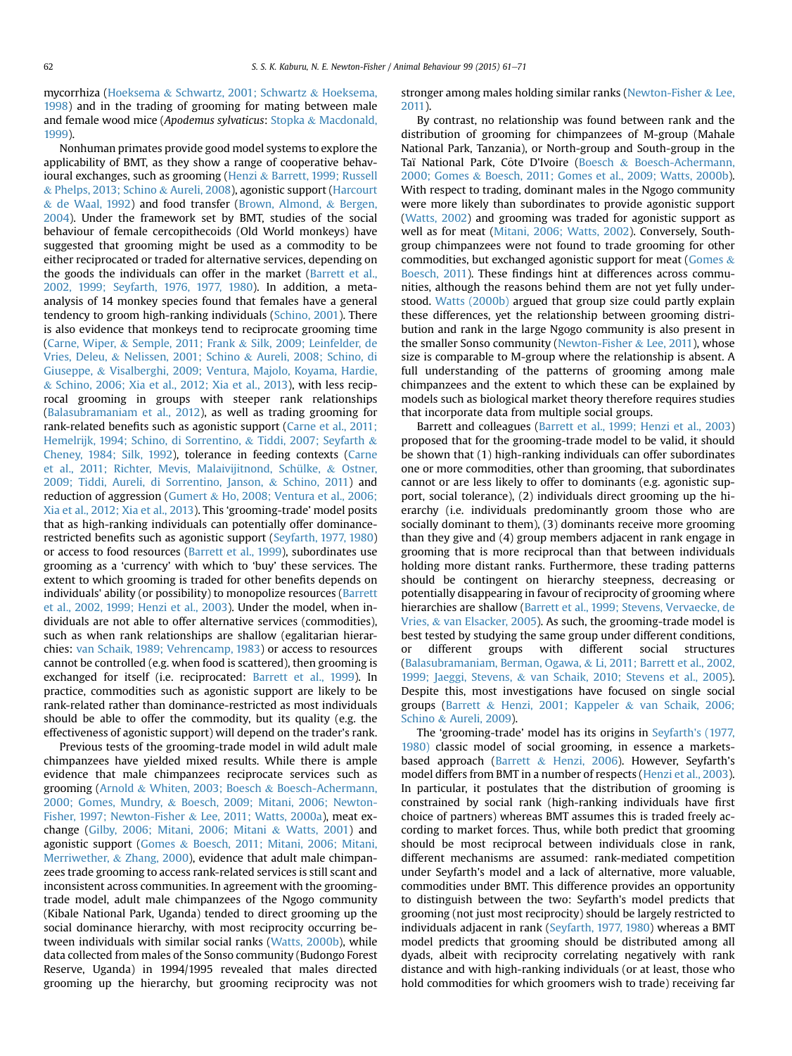mycorrhiza (Hoeksema & Schwartz, 2001; Schwartz & Hoeksema, 1998) and in the trading of grooming for mating between male and female wood mice (*Apodemus sylvaticus*: Stopka & Macdonald, 1999).

Nonhuman primates provide good model systems to explore the applicability of BMT, as they show a range of cooperative behavioural exchanges, such as grooming (Henzi & Barrett, 1999; Russell & Phelps, 2013; Schino & Aureli, 2008), agonistic support (Harcourt & de Waal, 1992) and food transfer (Brown, Almond, & Bergen, 2004). Under the framework set by BMT, studies of the social behaviour of female cercopithecoids (Old World monkeys) have suggested that grooming might be used as a commodity to be either reciprocated or traded for alternative services, depending on the goods the individuals can offer in the market (Barrett et al., 2002, 1999; Seyfarth, 1976, 1977, 1980). In addition, a meta-analysis of 14 monkey species found that females have a general tendency to groom high-ranking individuals (Schino, 2001). There is also evidence that monkeys tend to reciprocate grooming time (Carne, Wiper, & Semple, 2011; Frank & Silk, 2009; Leinfelder, de Vries, Deleu, & Nelissen, 2001; Schino & Aureli, 2008; Schino, di Giuseppe, & Visalberghi, 2009; Ventura, Majolo, Koyama, Hardie, & Schino, 2006; Xia et al., 2012; Xia et al., 2013), with less reciprocal grooming in groups with steeper rank relationships (Balasubramaniam et al., 2012), as well as trading grooming for rank-related benefits such as agonistic support (Carne et al., 2011; Hemelrijk, 1994; Schino, di Sorrentino, & Tiddi, 2007; Seyfarth & Cheney, 1984; Silk, 1992), tolerance in feeding contexts (Carne et al., 2011; Richter, Mevis, Malaivijitnond, Schülke, & Ostner, 2009; Tiddi, Aureli, di Sorrentino, Janson, & Schino, 2011) and reduction of aggression (Gumert & Ho, 2008; Ventura et al., 2006; Xia et al., 2012; Xia et al., 2013). This 'grooming-trade' model posits that as high-ranking individuals can potentially offer dominance-restricted benefits such as agonistic support (Seyfarth, 1977, 1980) or access to food resources (Barrett et al., 1999), subordinates use grooming as a 'currency' with which to 'buy' these services. The extent to which grooming is traded for other benefits depends on individuals' ability (or possibility) to monopolize resources (Barrett et al., 2002, 1999; Henzi et al., 2003). Under the model, when individuals are not able to offer alternative services (commodities), such as when rank relationships are shallow (egalitarian hierarchies: van Schaik, 1989; Vehrencamp, 1983) or access to resources cannot be controlled (e.g. when food is scattered), then grooming is exchanged for itself (i.e. reciprocated: Barrett et al., 1999). In practice, commodities such as agonistic support are likely to be rank-related rather than dominance-restricted as most individuals should be able to offer the commodity, but its quality (e.g. the effectiveness of agonistic support) will depend on the trader's rank.

Previous tests of the grooming-trade model in wild adult male chimpanzees have yielded mixed results. While there is ample evidence that male chimpanzees reciprocate services such as grooming (Arnold & Whiten, 2003; Boesch & Boesch-Achermann, 2000; Gomes, Mundry, & Boesch, 2009; Mitani, 2006; Newton-Fisher, 1997; Newton-Fisher & Lee, 2011; Watts, 2000a), meat exchange (Gilby, 2006; Mitani, 2006; Mitani & Watts, 2001) and agonistic support (Gomes & Boesch, 2011; Mitani, 2006; Mitani, Merriwether, & Zhang, 2000), evidence that adult male chimpanzees trade grooming to access rank-related services is still scant and inconsistent across communities. In agreement with the grooming-trade model, adult male chimpanzees of the Ngogo community (Kibale National Park, Uganda) tended to direct grooming up the social dominance hierarchy, with most reciprocity occurring between individuals with similar social ranks (Watts, 2000b), while data collected from males of the Sonso community (Budongo Forest Reserve, Uganda) in 1994/1995 revealed that males directed grooming up the hierarchy, but grooming reciprocity was not stronger among males holding similar ranks (Newton-Fisher & Lee, 2011).

By contrast, no relationship was found between rank and the distribution of grooming for chimpanzees of M-group (Mahale National Park, Tanzania), or North-group and South-group in the Taï National Park, Côte D'Ivoire (Boesch & Boesch-Achermann, 2000; Gomes & Boesch, 2011; Gomes et al., 2009; Watts, 2000b). With respect to trading, dominant males in the Ngogo community were more likely than subordinates to provide agonistic support (Watts, 2002) and grooming was traded for agonistic support as well as for meat (Mitani, 2006; Watts, 2002). Conversely, South-group chimpanzees were not found to trade grooming for other commodities, but exchanged agonistic support for meat (Gomes & Boesch, 2011). These findings hint at differences across communities, although the reasons behind them are not yet fully understood. Watts (2000b) argued that group size could partly explain these differences, yet the relationship between grooming distribution and rank in the large Ngogo community is also present in the smaller Sonso community (Newton-Fisher & Lee, 2011), whose size is comparable to M-group where the relationship is absent. A full understanding of the patterns of grooming among male chimpanzees and the extent to which these can be explained by models such as biological market theory therefore requires studies that incorporate data from multiple social groups.

Barrett and colleagues (Barrett et al., 1999; Henzi et al., 2003) proposed that for the grooming-trade model to be valid, it should be shown that (1) high-ranking individuals can offer subordinates one or more commodities, other than grooming, that subordinates cannot or are less likely to offer to dominants (e.g. agonistic support, social tolerance), (2) individuals direct grooming up the hierarchy (i.e. individuals predominantly groom those who are socially dominant to them), (3) dominants receive more grooming than they give and (4) group members adjacent in rank engage in grooming that is more reciprocal than that between individuals holding more distant ranks. Furthermore, these trading patterns should be contingent on hierarchy steepness, decreasing or potentially disappearing in favour of reciprocity of grooming where hierarchies are shallow (Barrett et al., 1999; Stevens, Vervaecke, de Vries, & van Elsacker, 2005). As such, the grooming-trade model is best tested by studying the same group under different conditions, or different groups with different social structures (Balasubramaniam, Berman, Ogawa, & Li, 2011; Barrett et al., 2002, 1999; Jaeggi, Stevens, & van Schaik, 2010; Stevens et al., 2005). Despite this, most investigations have focused on single social groups (Barrett & Henzi, 2001; Kappeler & van Schaik, 2006; Schino & Aureli, 2009).

The 'grooming-trade' model has its origins in Seyfarth's (1977, 1980) classic model of social grooming, in essence a markets-based approach (Barrett & Henzi, 2006). However, Seyfarth's model differs from BMT in a number of respects (Henzi et al., 2003). In particular, it postulates that the distribution of grooming is constrained by social rank (high-ranking individuals have first choice of partners) whereas BMT assumes this is traded freely according to market forces. Thus, while both predict that grooming should be most reciprocal between individuals close in rank, different mechanisms are assumed: rank-mediated competition under Seyfarth's model and a lack of alternative, more valuable, commodities under BMT. This difference provides an opportunity to distinguish between the two: Seyfarth's model predicts that grooming (not just most reciprocity) should be largely restricted to individuals adjacent in rank (Seyfarth, 1977, 1980) whereas a BMT model predicts that grooming should be distributed among all dyads, albeit with reciprocity correlating negatively with rank distance and with high-ranking individuals (or at least, those who hold commodities for which groomers wish to trade) receiving far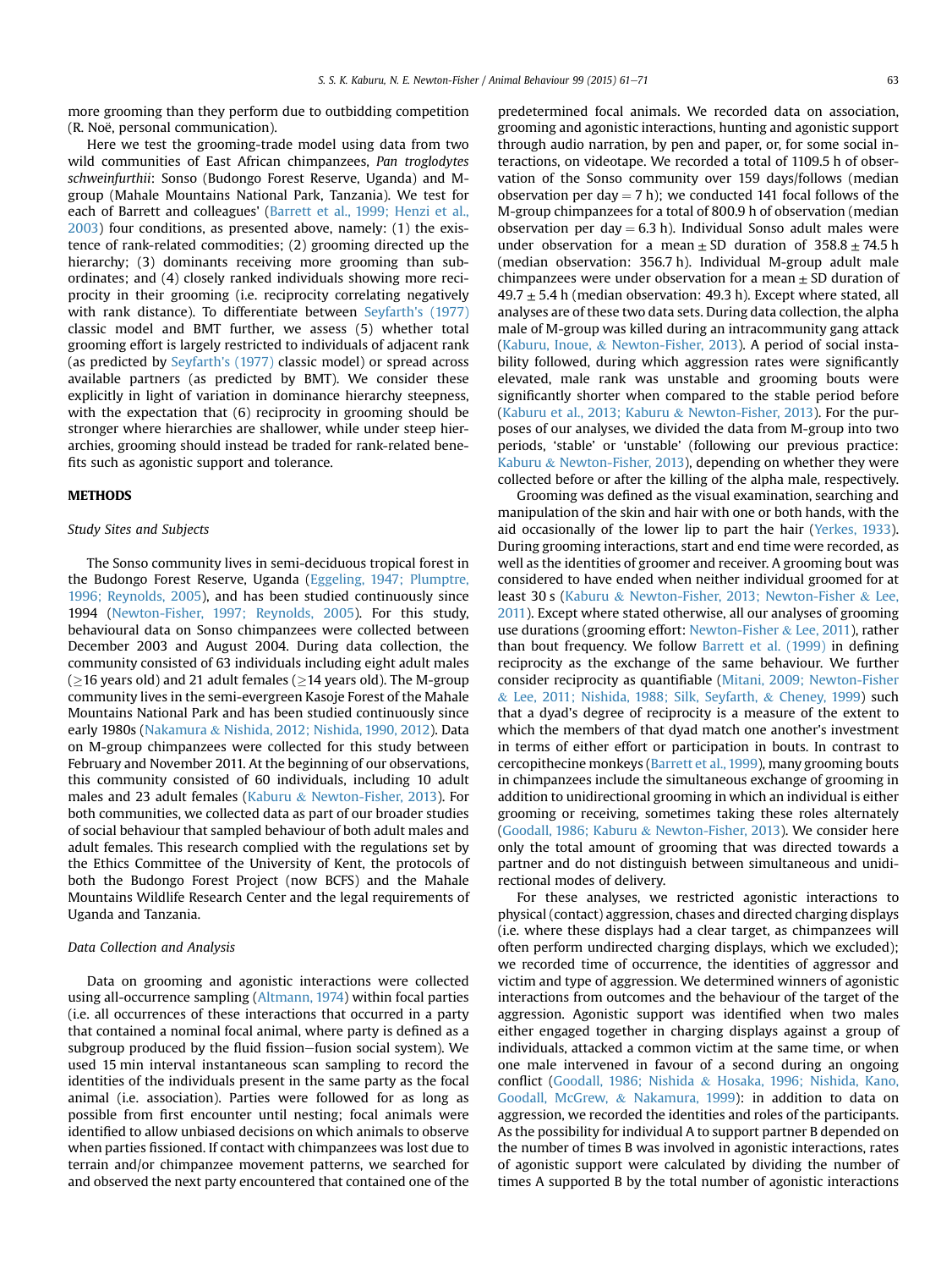more grooming than they perform due to outbidding competition (R. Noë, personal communication).

Here we test the grooming-trade model using data from two wild communities of East African chimpanzees, *Pan troglodytes schweinfurthii*: Sonso (Budongo Forest Reserve, Uganda) and M-group (Mahale Mountains National Park, Tanzania). We test for each of Barrett and colleagues' (Barrett et al., 1999; Henzi et al., 2003) four conditions, as presented above, namely: (1) the existence of rank-related commodities; (2) grooming directed up the hierarchy; (3) dominants receiving more grooming than subordinates; and (4) closely ranked individuals showing more reciprocity in their grooming (i.e. reciprocity correlating negatively with rank distance). To differentiate between Seyfarth's (1977) classic model and BMT further, we assess (5) whether total grooming effort is largely restricted to individuals of adjacent rank (as predicted by Seyfarth's (1977) classic model) or spread across available partners (as predicted by BMT). We consider these explicitly in light of variation in dominance hierarchy steepness, with the expectation that (6) reciprocity in grooming should be stronger where hierarchies are shallower, while under steep hierarchies, grooming should instead be traded for rank-related benefits such as agonistic support and tolerance.

## METHODS

### Study Sites and Subjects

The Sonso community lives in semi-deciduous tropical forest in the Budongo Forest Reserve, Uganda (Eggeling, 1947; Plumptre, 1996; Reynolds, 2005), and has been studied continuously since 1994 (Newton-Fisher, 1997; Reynolds, 2005). For this study, behavioural data on Sonso chimpanzees were collected between December 2003 and August 2004. During data collection, the community consisted of 63 individuals including eight adult males ($\geq$16 years old) and 21 adult females ($\geq$14 years old). The M-group community lives in the semi-evergreen Kasoje Forest of the Mahale Mountains National Park and has been studied continuously since early 1980s (Nakamura & Nishida, 2012; Nishida, 1990, 2012). Data on M-group chimpanzees were collected for this study between February and November 2011. At the beginning of our observations, this community consisted of 60 individuals, including 10 adult males and 23 adult females (Kaburu & Newton-Fisher, 2013). For both communities, we collected data as part of our broader studies of social behaviour that sampled behaviour of both adult males and adult females. This research complied with the regulations set by the Ethics Committee of the University of Kent, the protocols of both the Budongo Forest Project (now BCFS) and the Mahale Mountains Wildlife Research Center and the legal requirements of Uganda and Tanzania.

### Data Collection and Analysis

Data on grooming and agonistic interactions were collected using all-occurrence sampling (Altmann, 1974) within focal parties (i.e. all occurrences of these interactions that occurred in a party that contained a nominal focal animal, where party is defined as a subgroup produced by the fluid fission–fusion social system). We used 15 min interval instantaneous scan sampling to record the identities of the individuals present in the same party as the focal animal (i.e. association). Parties were followed for as long as possible from first encounter until nesting; focal animals were identified to allow unbiased decisions on which animals to observe when parties fissioned. If contact with chimpanzees was lost due to terrain and/or chimpanzee movement patterns, we searched for and observed the next party encountered that contained one of the predetermined focal animals. We recorded data on association, grooming and agonistic interactions, hunting and agonistic support through audio narration, by pen and paper, or, for some social interactions, on videotape. We recorded a total of 1109.5 h of observation of the Sonso community over 159 days/follows (median observation per day = 7 h); we conducted 141 focal follows of the M-group chimpanzees for a total of 800.9 h of observation (median observation per day = 6.3 h). Individual Sonso adult males were under observation for a mean $\pm$ SD duration of 358.8 $\pm$ 74.5 h (median observation: 356.7 h). Individual M-group adult male chimpanzees were under observation for a mean $\pm$ SD duration of 49.7 $\pm$ 5.4 h (median observation: 49.3 h). Except where stated, all analyses are of these two data sets. During data collection, the alpha male of M-group was killed during an intracommunity gang attack (Kaburu, Inoue, & Newton-Fisher, 2013). A period of social instability followed, during which aggression rates were significantly elevated, male rank was unstable and grooming bouts were significantly shorter when compared to the stable period before (Kaburu et al., 2013; Kaburu & Newton-Fisher, 2013). For the purposes of our analyses, we divided the data from M-group into two periods, 'stable' or 'unstable' (following our previous practice: Kaburu & Newton-Fisher, 2013), depending on whether they were collected before or after the killing of the alpha male, respectively.

Grooming was defined as the visual examination, searching and manipulation of the skin and hair with one or both hands, with the aid occasionally of the lower lip to part the hair (Yerkes, 1933). During grooming interactions, start and end time were recorded, as well as the identities of groomer and receiver. A grooming bout was considered to have ended when neither individual groomed for at least 30 s (Kaburu & Newton-Fisher, 2013; Newton-Fisher & Lee, 2011). Except where stated otherwise, all our analyses of grooming use durations (grooming effort: Newton-Fisher & Lee, 2011), rather than bout frequency. We follow Barrett et al. (1999) in defining reciprocity as the exchange of the same behaviour. We further consider reciprocity as quantifiable (Mitani, 2009; Newton-Fisher & Lee, 2011; Nishida, 1988; Silk, Seyfarth, & Cheney, 1999) such that a dyad's degree of reciprocity is a measure of the extent to which the members of that dyad match one another's investment in terms of either effort or participation in bouts. In contrast to cercopithecine monkeys (Barrett et al., 1999), many grooming bouts in chimpanzees include the simultaneous exchange of grooming in addition to unidirectional grooming in which an individual is either grooming or receiving, sometimes taking these roles alternately (Goodall, 1986; Kaburu & Newton-Fisher, 2013). We consider here only the total amount of grooming that was directed towards a partner and do not distinguish between simultaneous and unidirectional modes of delivery.

For these analyses, we restricted agonistic interactions to physical (contact) aggression, chases and directed charging displays (i.e. where these displays had a clear target, as chimpanzees will often perform undirected charging displays, which we excluded); we recorded time of occurrence, the identities of aggressor and victim and type of aggression. We determined winners of agonistic interactions from outcomes and the behaviour of the target of the aggression. Agonistic support was identified when two males either engaged together in charging displays against a group of individuals, attacked a common victim at the same time, or when one male intervened in favour of a second during an ongoing conflict (Goodall, 1986; Nishida & Hosaka, 1996; Nishida, Kano, Goodall, McGrew, & Nakamura, 1999): in addition to data on aggression, we recorded the identities and roles of the participants. As the possibility for individual A to support partner B depended on the number of times B was involved in agonistic interactions, rates of agonistic support were calculated by dividing the number of times A supported B by the total number of agonistic interactions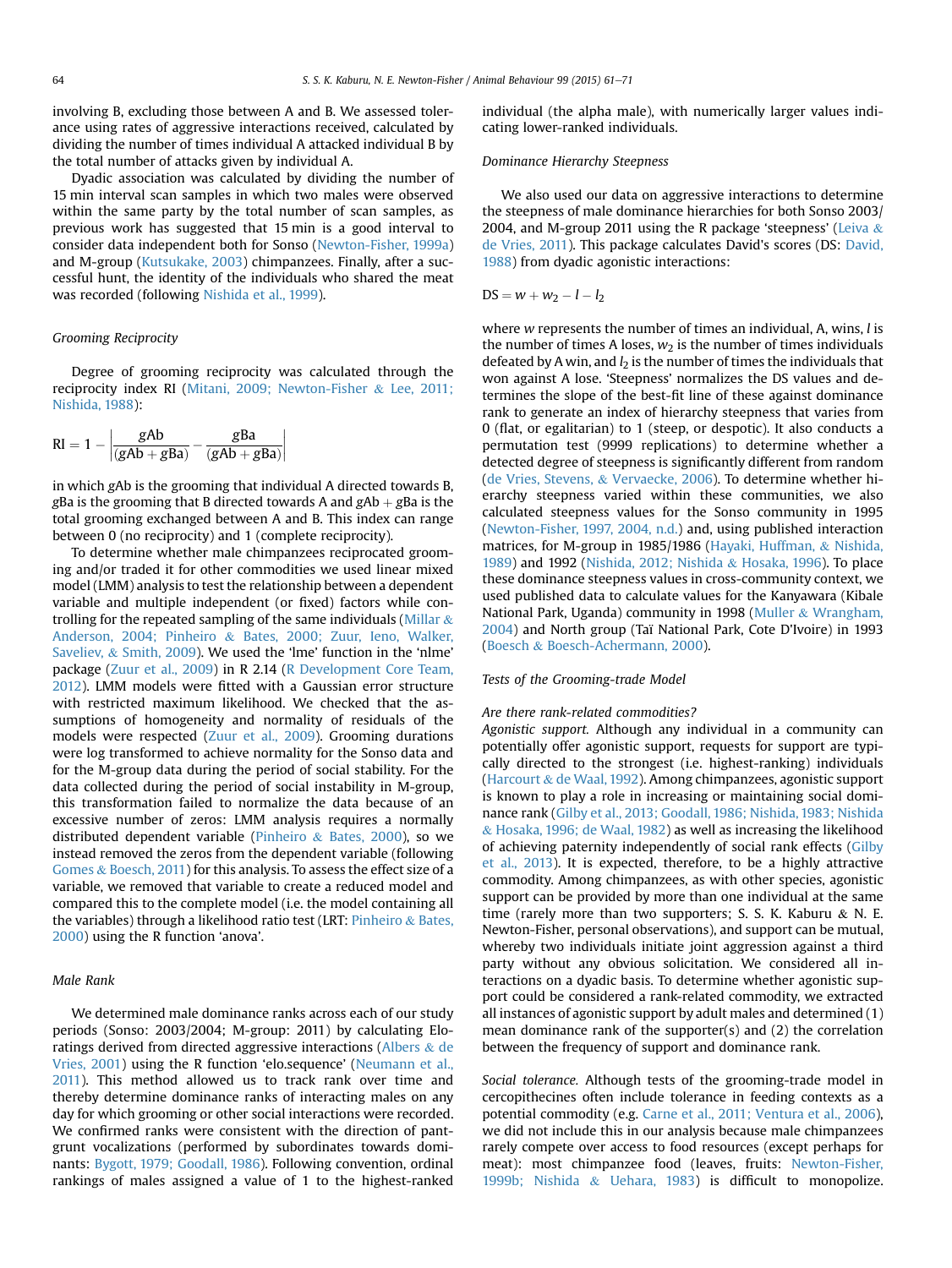involving B, excluding those between A and B. We assessed tolerance using rates of aggressive interactions received, calculated by dividing the number of times individual A attacked individual B by the total number of attacks given by individual A.

Dyadic association was calculated by dividing the number of 15 min interval scan samples in which two males were observed within the same party by the total number of scan samples, as previous work has suggested that 15 min is a good interval to consider data independent both for Sonso (Newton-Fisher, 1999a) and M-group (Kutsukake, 2003) chimpanzees. Finally, after a successful hunt, the identity of the individuals who shared the meat was recorded (following Nishida et al., 1999).

### Grooming Reciprocity

Degree of grooming reciprocity was calculated through the reciprocity index RI (Mitani, 2009; Newton-Fisher & Lee, 2011; Nishida, 1988):

$$\mathrm{RI} = 1 - \left| \frac{gAb}{(gAb + gBa)} - \frac{gBa}{(gAb + gBa)} \right|$$

in which $gAb$ is the grooming that individual A directed towards B, $gBa$ is the grooming that B directed towards A and $gAb + gBa$ is the total grooming exchanged between A and B. This index can range between 0 (no reciprocity) and 1 (complete reciprocity).

To determine whether male chimpanzees reciprocated grooming and/or traded it for other commodities we used linear mixed model (LMM) analysis to test the relationship between a dependent variable and multiple independent (or fixed) factors while controlling for the repeated sampling of the same individuals (Millar & Anderson, 2004; Pinheiro & Bates, 2000; Zuur, Ieno, Walker, Saveliev, & Smith, 2009). We used the 'lme' function in the 'nlme' package (Zuur et al., 2009) in R 2.14 (R Development Core Team, 2012). LMM models were fitted with a Gaussian error structure with restricted maximum likelihood. We checked that the assumptions of homogeneity and normality of residuals of the models were respected (Zuur et al., 2009). Grooming durations were log transformed to achieve normality for the Sonso data and for the M-group data during the period of social stability. For the data collected during the period of social instability in M-group, this transformation failed to normalize the data because of an excessive number of zeros: LMM analysis requires a normally distributed dependent variable (Pinheiro & Bates, 2000), so we instead removed the zeros from the dependent variable (following Gomes & Boesch, 2011) for this analysis. To assess the effect size of a variable, we removed that variable to create a reduced model and compared this to the complete model (i.e. the model containing all the variables) through a likelihood ratio test (LRT: Pinheiro & Bates, 2000) using the R function 'anova'.

### Male Rank

We determined male dominance ranks across each of our study periods (Sonso: 2003/2004; M-group: 2011) by calculating Elo-ratings derived from directed aggressive interactions (Albers & de Vries, 2001) using the R function 'elo.sequence' (Neumann et al., 2011). This method allowed us to track rank over time and thereby determine dominance ranks of interacting males on any day for which grooming or other social interactions were recorded. We confirmed ranks were consistent with the direction of pant-grunt vocalizations (performed by subordinates towards dominants: Bygott, 1979; Goodall, 1986). Following convention, ordinal rankings of males assigned a value of 1 to the highest-ranked individual (the alpha male), with numerically larger values indicating lower-ranked individuals.

### Dominance Hierarchy Steepness

We also used our data on aggressive interactions to determine the steepness of male dominance hierarchies for both Sonso 2003/2004, and M-group 2011 using the R package 'steepness' (Leiva & de Vries, 2011). This package calculates David's scores (DS: David, 1988) from dyadic agonistic interactions:

$$\mathrm{DS} = w + w_2 - l - l_2$$

where $w$ represents the number of times an individual, A, wins, $l$ is the number of times A loses, $w_2$ is the number of times individuals defeated by A win, and $l_2$ is the number of times the individuals that won against A lose. 'Steepness' normalizes the DS values and determines the slope of the best-fit line of these against dominance rank to generate an index of hierarchy steepness that varies from 0 (flat, or egalitarian) to 1 (steep, or despotic). It also conducts a permutation test (9999 replications) to determine whether a detected degree of steepness is significantly different from random (de Vries, Stevens, & Vervaecke, 2006). To determine whether hierarchy steepness varied within these communities, we also calculated steepness values for the Sonso community in 1995 (Newton-Fisher, 1997, 2004, n.d.) and, using published interaction matrices, for M-group in 1985/1986 (Hayaki, Huffman, & Nishida, 1989) and 1992 (Nishida, 2012; Nishida & Hosaka, 1996). To place these dominance steepness values in cross-community context, we used published data to calculate values for the Kanyawara (Kibale National Park, Uganda) community in 1998 (Muller & Wrangham, 2004) and North group (Taï National Park, Cote D'Ivoire) in 1993 (Boesch & Boesch-Achermann, 2000).

### Tests of the Grooming-trade Model

#### Are there rank-related commodities?

*Agonistic support.* Although any individual in a community can potentially offer agonistic support, requests for support are typically directed to the strongest (i.e. highest-ranking) individuals (Harcourt & de Waal, 1992). Among chimpanzees, agonistic support is known to play a role in increasing or maintaining social dominance rank (Gilby et al., 2013; Goodall, 1986; Nishida, 1983; Nishida & Hosaka, 1996; de Waal, 1982) as well as increasing the likelihood of achieving paternity independently of social rank effects (Gilby et al., 2013). It is expected, therefore, to be a highly attractive commodity. Among chimpanzees, as with other species, agonistic support can be provided by more than one individual at the same time (rarely more than two supporters; S. S. K. Kaburu & N. E. Newton-Fisher, personal observations), and support can be mutual, whereby two individuals initiate joint aggression against a third party without any obvious solicitation. We considered all interactions on a dyadic basis. To determine whether agonistic support could be considered a rank-related commodity, we extracted all instances of agonistic support by adult males and determined (1) mean dominance rank of the supporter(s) and (2) the correlation between the frequency of support and dominance rank.

*Social tolerance.* Although tests of the grooming-trade model in cercopithecines often include tolerance in feeding contexts as a potential commodity (e.g. Carne et al., 2011; Ventura et al., 2006), we did not include this in our analysis because male chimpanzees rarely compete over access to food resources (except perhaps for meat): most chimpanzee food (leaves, fruits: Newton-Fisher, 1999b; Nishida & Uehara, 1983) is difficult to monopolize.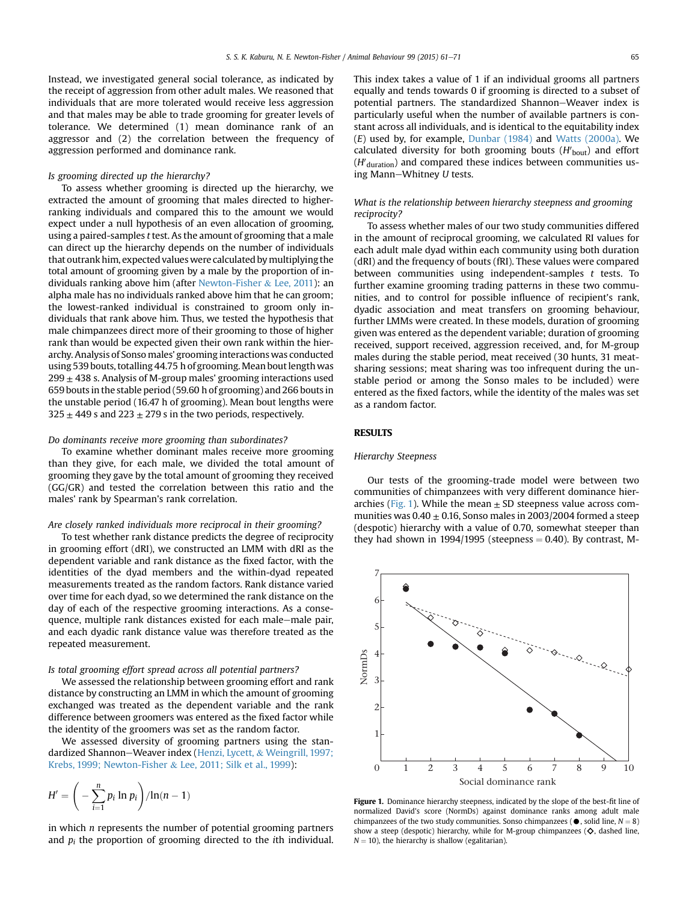Instead, we investigated general social tolerance, as indicated by the receipt of aggression from other adult males. We reasoned that individuals that are more tolerated would receive less aggression and that males may be able to trade grooming for greater levels of tolerance. We determined (1) mean dominance rank of an aggressor and (2) the correlation between the frequency of aggression performed and dominance rank.

*Is grooming directed up the hierarchy?*

To assess whether grooming is directed up the hierarchy, we extracted the amount of grooming that males directed to higher-ranking individuals and compared this to the amount we would expect under a null hypothesis of an even allocation of grooming, using a paired-samples *t* test. As the amount of grooming that a male can direct up the hierarchy depends on the number of individuals that outrank him, expected values were calculated by multiplying the total amount of grooming given by a male by the proportion of individuals ranking above him (after Newton-Fisher & Lee, 2011): an alpha male has no individuals ranked above him that he can groom; the lowest-ranked individual is constrained to groom only individuals that rank above him. Thus, we tested the hypothesis that male chimpanzees direct more of their grooming to those of higher rank than would be expected given their own rank within the hierarchy. Analysis of Sonso males' grooming interactions was conducted using 539 bouts, totalling 44.75 h of grooming. Mean bout length was $299 \pm 438$ s. Analysis of M-group males' grooming interactions used 659 bouts in the stable period (59.60 h of grooming) and 266 bouts in the unstable period (16.47 h of grooming). Mean bout lengths were $325 \pm 449$ s and $223 \pm 279$ s in the two periods, respectively.

*Do dominants receive more grooming than subordinates?*

To examine whether dominant males receive more grooming than they give, for each male, we divided the total amount of grooming they gave by the total amount of grooming they received (GG/GR) and tested the correlation between this ratio and the males' rank by Spearman's rank correlation.

*Are closely ranked individuals more reciprocal in their grooming?*

To test whether rank distance predicts the degree of reciprocity in grooming effort (dRI), we constructed an LMM with dRI as the dependent variable and rank distance as the fixed factor, with the identities of the dyad members and the within-dyad repeated measurements treated as the random factors. Rank distance varied over time for each dyad, so we determined the rank distance on the day of each of the respective grooming interactions. As a consequence, multiple rank distances existed for each male–male pair, and each dyadic rank distance value was therefore treated as the repeated measurement.

*Is total grooming effort spread across all potential partners?*

We assessed the relationship between grooming effort and rank distance by constructing an LMM in which the amount of grooming exchanged was treated as the dependent variable and the rank difference between groomers was entered as the fixed factor while the identity of the groomers was set as the random factor.

We assessed diversity of grooming partners using the standardized Shannon–Weaver index (Henzi, Lycett, & Weingrill, 1997; Krebs, 1999; Newton-Fisher & Lee, 2011; Silk et al., 1999):

$$H' = \left( -\sum_{i=1}^{n} p_i \ln p_i \right) / \ln(n-1)$$

in which $n$ represents the number of potential grooming partners and $p_i$ the proportion of grooming directed to the $i$th individual. This index takes a value of 1 if an individual grooms all partners equally and tends towards 0 if grooming is directed to a subset of potential partners. The standardized Shannon–Weaver index is particularly useful when the number of available partners is constant across all individuals, and is identical to the equitability index ($E$) used by, for example, Dunbar (1984) and Watts (2000a). We calculated diversity for both grooming bouts ($H'_{\text{bout}}$) and effort ($H'_{\text{duration}}$) and compared these indices between communities using Mann–Whitney *U* tests.

*What is the relationship between hierarchy steepness and grooming reciprocity?*

To assess whether males of our two study communities differed in the amount of reciprocal grooming, we calculated RI values for each adult male dyad within each community using both duration (dRI) and the frequency of bouts (fRI). These values were compared between communities using independent-samples *t* tests. To further examine grooming trading patterns in these two communities, and to control for possible influence of recipient's rank, dyadic association and meat transfers on grooming behaviour, further LMMs were created. In these models, duration of grooming given was entered as the dependent variable; duration of grooming received, support received, aggression received, and, for M-group males during the stable period, meat received (30 hunts, 31 meat-sharing sessions; meat sharing was too infrequent during the unstable period or among the Sonso males to be included) were entered as the fixed factors, while the identity of the males was set as a random factor.

## RESULTS

*Hierarchy Steepness*

Our tests of the grooming-trade model were between two communities of chimpanzees with very different dominance hierarchies (Fig. 1). While the mean ± SD steepness value across communities was $0.40 \pm 0.16$, Sonso males in 2003/2004 formed a steep (despotic) hierarchy with a value of 0.70, somewhat steeper than they had shown in 1994/1995 (steepness = 0.40). By contrast, M-

**Figure 1.** Dominance hierarchy steepness, indicated by the slope of the best-fit line of normalized David's score (NormDs) against dominance ranks among adult male chimpanzees of the two study communities. Sonso chimpanzees (●, solid line, $N = 8$) show a steep (despotic) hierarchy, while for M-group chimpanzees (◇, dashed line, $N = 10$), the hierarchy is shallow (egalitarian).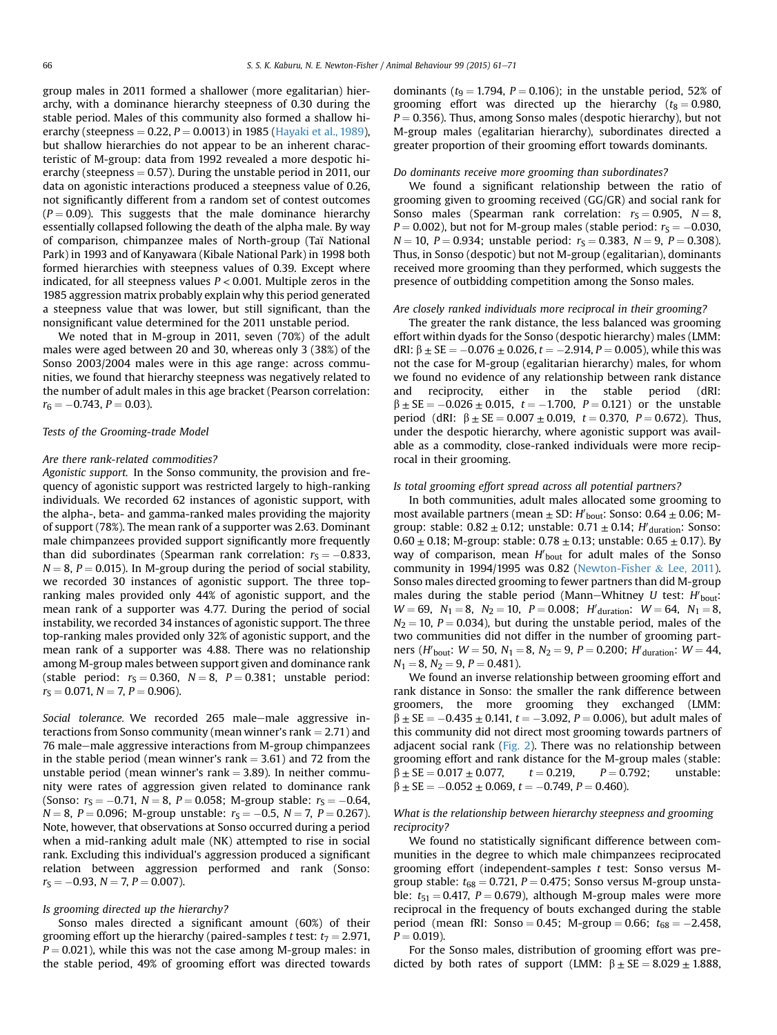group males in 2011 formed a shallower (more egalitarian) hierarchy, with a dominance hierarchy steepness of 0.30 during the stable period. Males of this community also formed a shallow hierarchy (steepness = 0.22, $P = 0.0013$) in 1985 (Hayaki et al., 1989), but shallow hierarchies do not appear to be an inherent characteristic of M-group: data from 1992 revealed a more despotic hierarchy (steepness = 0.57). During the unstable period in 2011, our data on agonistic interactions produced a steepness value of 0.26, not significantly different from a random set of contest outcomes ($P = 0.09$). This suggests that the male dominance hierarchy essentially collapsed following the death of the alpha male. By way of comparison, chimpanzee males of North-group (Taï National Park) in 1993 and of Kanyawara (Kibale National Park) in 1998 both formed hierarchies with steepness values of 0.39. Except where indicated, for all steepness values $P < 0.001$. Multiple zeros in the 1985 aggression matrix probably explain why this period generated a steepness value that was lower, but still significant, than the nonsignificant value determined for the 2011 unstable period.

We noted that in M-group in 2011, seven (70%) of the adult males were aged between 20 and 30, whereas only 3 (38%) of the Sonso 2003/2004 males were in this age range: across communities, we found that hierarchy steepness was negatively related to the number of adult males in this age bracket (Pearson correlation: $r_6 = -0.743$, $P = 0.03$).

### Tests of the Grooming-trade Model

#### Are there rank-related commodities?

*Agonistic support.* In the Sonso community, the provision and frequency of agonistic support was restricted largely to high-ranking individuals. We recorded 62 instances of agonistic support, with the alpha-, beta- and gamma-ranked males providing the majority of support (78%). The mean rank of a supporter was 2.63. Dominant male chimpanzees provided support significantly more frequently than did subordinates (Spearman rank correlation: $r_S = -0.833$, $N = 8$, $P = 0.015$). In M-group during the period of social stability, we recorded 30 instances of agonistic support. The three top-ranking males provided only 44% of agonistic support, and the mean rank of a supporter was 4.77. During the period of social instability, we recorded 34 instances of agonistic support. The three top-ranking males provided only 32% of agonistic support, and the mean rank of a supporter was 4.88. There was no relationship among M-group males between support given and dominance rank (stable period: $r_S = 0.360$, $N = 8$, $P = 0.381$; unstable period: $r_S = 0.071$, $N = 7$, $P = 0.906$).

*Social tolerance.* We recorded 265 male–male aggressive interactions from Sonso community (mean winner's rank = 2.71) and 76 male–male aggressive interactions from M-group chimpanzees in the stable period (mean winner's rank = 3.61) and 72 from the unstable period (mean winner's rank = 3.89). In neither community were rates of aggression given related to dominance rank (Sonso: $r_S = -0.71$, $N = 8$, $P = 0.058$; M-group stable: $r_S = -0.64$, $N = 8$, $P = 0.096$; M-group unstable: $r_S = -0.5$, $N = 7$, $P = 0.267$). Note, however, that observations at Sonso occurred during a period when a mid-ranking adult male (NK) attempted to rise in social rank. Excluding this individual's aggression produced a significant relation between aggression performed and rank (Sonso: $r_S = -0.93$, $N = 7$, $P = 0.007$).

#### Is grooming directed up the hierarchy?

Sonso males directed a significant amount (60%) of their grooming effort up the hierarchy (paired-samples t test: $t_7 = 2.971$, $P = 0.021$), while this was not the case among M-group males: in the stable period, 49% of grooming effort was directed towards dominants ($t_9 = 1.794$, $P = 0.106$); in the unstable period, 52% of grooming effort was directed up the hierarchy ($t_8 = 0.980$, $P = 0.356$). Thus, among Sonso males (despotic hierarchy), but not M-group males (egalitarian hierarchy), subordinates directed a greater proportion of their grooming effort towards dominants.

#### Do dominants receive more grooming than subordinates?

We found a significant relationship between the ratio of grooming given to grooming received (GG/GR) and social rank for Sonso males (Spearman rank correlation: $r_S = 0.905$, $N = 8$, $P = 0.002$), but not for M-group males (stable period: $r_S = -0.030$, $N = 10$, $P = 0.934$; unstable period: $r_S = 0.383$, $N = 9$, $P = 0.308$). Thus, in Sonso (despotic) but not M-group (egalitarian), dominants received more grooming than they performed, which suggests the presence of outbidding competition among the Sonso males.

#### Are closely ranked individuals more reciprocal in their grooming?

The greater the rank distance, the less balanced was grooming effort within dyads for the Sonso (despotic hierarchy) males (LMM: dRI: $\beta \pm SE = -0.076 \pm 0.026$, $t = -2.914$, $P = 0.005$), while this was not the case for M-group (egalitarian hierarchy) males, for whom we found no evidence of any relationship between rank distance and reciprocity, either in the stable period (dRI: $\beta \pm SE = -0.026 \pm 0.015$, $t = -1.700$, $P = 0.121$) or the unstable period (dRI: $\beta \pm SE = 0.007 \pm 0.019$, $t = 0.370$, $P = 0.672$). Thus, under the despotic hierarchy, where agonistic support was available as a commodity, close-ranked individuals were more reciprocal in their grooming.

#### Is total grooming effort spread across all potential partners?

In both communities, adult males allocated some grooming to most available partners (mean ± SD: $H'_{bout}$: Sonso: 0.64 ± 0.06; M-group: stable: 0.82 ± 0.12; unstable: 0.71 ± 0.14; $H'_{duration}$: Sonso: 0.60 ± 0.18; M-group: stable: 0.78 ± 0.13; unstable: 0.65 ± 0.17). By way of comparison, mean $H'_{bout}$ for adult males of the Sonso community in 1994/1995 was 0.82 (Newton-Fisher & Lee, 2011). Sonso males directed grooming to fewer partners than did M-group males during the stable period (Mann–Whitney U test: $H'_{bout}$: $W = 69$, $N_1 = 8$, $N_2 = 10$, $P = 0.008$; $H'_{duration}$: $W = 64$, $N_1 = 8$, $N_2 = 10$, $P = 0.034$), but during the unstable period, males of the two communities did not differ in the number of grooming partners ($H'_{bout}$: $W = 50$, $N_1 = 8$, $N_2 = 9$, $P = 0.200$; $H'_{duration}$: $W = 44$, $N_1 = 8$, $N_2 = 9$, $P = 0.481$).

We found an inverse relationship between grooming effort and rank distance in Sonso: the smaller the rank difference between groomers, the more grooming they exchanged (LMM: $\beta \pm SE = -0.435 \pm 0.141$, $t = -3.092$, $P = 0.006$), but adult males of this community did not direct most grooming towards partners of adjacent social rank (Fig. 2). There was no relationship between grooming effort and rank distance for the M-group males (stable: $\beta \pm SE = 0.017 \pm 0.077$, $t = 0.219$, $P = 0.792$; unstable: $\beta \pm SE = -0.052 \pm 0.069$, $t = -0.749$, $P = 0.460$).

#### What is the relationship between hierarchy steepness and grooming reciprocity?

We found no statistically significant difference between communities in the degree to which male chimpanzees reciprocated grooming effort (independent-samples t test: Sonso versus M-group stable: $t_{68} = 0.721$, $P = 0.475$; Sonso versus M-group unstable: $t_{51} = 0.417$, $P = 0.679$), although M-group males were more reciprocal in the frequency of bouts exchanged during the stable period (mean fRI: Sonso = 0.45; M-group = 0.66; $t_{68} = -2.458$, $P = 0.019$).

For the Sonso males, distribution of grooming effort was predicted by both rates of support (LMM: $\beta \pm SE = 8.029 \pm 1.888$,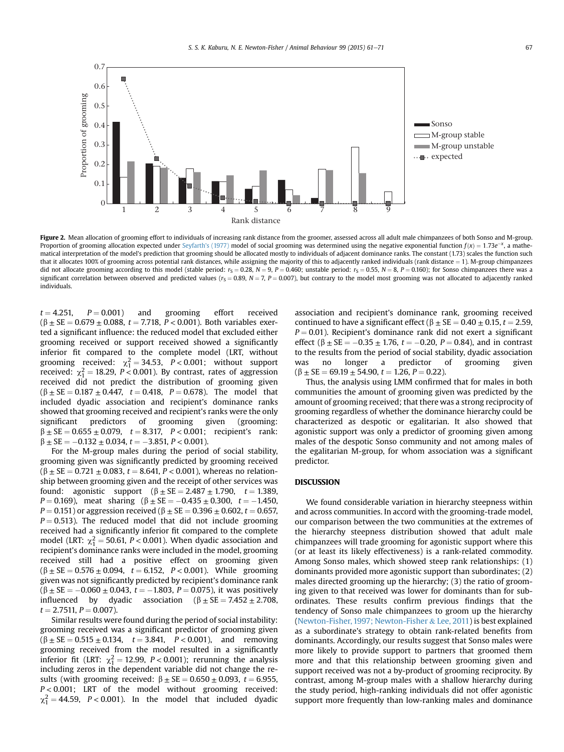Figure 2. Mean allocation of grooming effort to individuals of increasing rank distance from the groomer, assessed across all adult male chimpanzees of both Sonso and M-group. Proportion of grooming allocation expected under Seyfarth's (1977) model of social grooming was determined using the negative exponential function $f(x) = 1.73e^{-x}$, a mathematical interpretation of the model's prediction that grooming should be allocated mostly to individuals of adjacent dominance ranks. The constant (1.73) scales the function such that it allocates 100% of grooming across potential rank distances, while assigning the majority of this to adjacently ranked individuals (rank distance = 1). M-group chimpanzees did not allocate grooming according to this model (stable period: $r_S = 0.28$, $N = 9$, $P = 0.460$; unstable period: $r_S = 0.55$, $N = 8$, $P = 0.160$); for Sonso chimpanzees there was a significant correlation between observed and predicted values ($r_S = 0.89$, $N = 7$, $P = 0.007$), but contrary to the model most grooming was not allocated to adjacently ranked individuals.

$t = 4.251$, $P = 0.001$) and grooming effort received ($\beta \pm SE = 0.679 \pm 0.088$, $t = 7.718$, $P < 0.001$). Both variables exerted a significant influence: the reduced model that excluded either grooming received or support received showed a significantly inferior fit compared to the complete model (LRT, without grooming received: $\chi^2_1 = 34.53$, $P < 0.001$; without support received: $\chi^2_1 = 18.29$, $P < 0.001$). By contrast, rates of aggression received did not predict the distribution of grooming given ($\beta \pm SE = 0.187 \pm 0.447$, $t = 0.418$, $P = 0.678$). The model that included dyadic association and recipient's dominance ranks showed that grooming received and recipient's ranks were the only significant predictors of grooming given (grooming: $\beta \pm SE = 0.655 \pm 0.079$, $t = 8.317$, $P < 0.001$; recipient's rank: $\beta \pm SE = -0.132 \pm 0.034$, $t = -3.851$, $P < 0.001$).

For the M-group males during the period of social stability, grooming given was significantly predicted by grooming received ($\beta \pm SE = 0.721 \pm 0.083$, $t = 8.641$, $P < 0.001$), whereas no relationship between grooming given and the receipt of other services was found: agonistic support ($\beta \pm SE = 2.487 \pm 1.790$, $t = 1.389$, $P = 0.169$), meat sharing ($\beta \pm SE = -0.435 \pm 0.300$, $t = -1.450$, $P = 0.151$) or aggression received ($\beta \pm SE = 0.396 \pm 0.602$, $t = 0.657$, $P = 0.513$). The reduced model that did not include grooming received had a significantly inferior fit compared to the complete model (LRT: $\chi^2_1 = 50.61$, $P < 0.001$). When dyadic association and recipient's dominance ranks were included in the model, grooming received still had a positive effect on grooming given ($\beta \pm SE = 0.576 \pm 0.094$, $t = 6.152$, $P < 0.001$). While grooming given was not significantly predicted by recipient's dominance rank ($\beta \pm SE = -0.060 \pm 0.043$, $t = -1.803$, $P = 0.075$), it was positively influenced by dyadic association ($\beta \pm SE = 7.452 \pm 2.708$, $t = 2.7511$, $P = 0.007$).

Similar results were found during the period of social instability: grooming received was a significant predictor of grooming given ($\beta \pm SE = 0.515 \pm 0.134$, $t = 3.841$, $P < 0.001$), and removing grooming received from the model resulted in a significantly inferior fit (LRT: $\chi^2_1 = 12.99$, $P < 0.001$); rerunning the analysis including zeros in the dependent variable did not change the results (with grooming received: $\beta \pm SE = 0.650 \pm 0.093$, $t = 6.955$, $P < 0.001$; LRT of the model without grooming received: $\chi^2_1 = 44.59$, $P < 0.001$). In the model that included dyadic association and recipient's dominance rank, grooming received continued to have a significant effect ($\beta \pm SE = 0.40 \pm 0.15$, $t = 2.59$, $P = 0.01$). Recipient's dominance rank did not exert a significant effect ($\beta \pm SE = -0.35 \pm 1.76$, $t = -0.20$, $P = 0.84$), and in contrast to the results from the period of social stability, dyadic association was no longer a predictor of grooming given ($\beta \pm SE = 69.19 \pm 54.90$, $t = 1.26$, $P = 0.22$).

Thus, the analysis using LMM confirmed that for males in both communities the amount of grooming given was predicted by the amount of grooming received; that there was a strong reciprocity of grooming regardless of whether the dominance hierarchy could be characterized as despotic or egalitarian. It also showed that agonistic support was only a predictor of grooming given among males of the despotic Sonso community and not among males of the egalitarian M-group, for whom association was a significant predictor.

## DISCUSSION

We found considerable variation in hierarchy steepness within and across communities. In accord with the grooming-trade model, our comparison between the two communities at the extremes of the hierarchy steepness distribution showed that adult male chimpanzees will trade grooming for agonistic support where this (or at least its likely effectiveness) is a rank-related commodity. Among Sonso males, which showed steep rank relationships: (1) dominants provided more agonistic support than subordinates; (2) males directed grooming up the hierarchy; (3) the ratio of grooming given to that received was lower for dominants than for subordinates. These results confirm previous findings that the tendency of Sonso male chimpanzees to groom up the hierarchy (Newton-Fisher, 1997; Newton-Fisher & Lee, 2011) is best explained as a subordinate's strategy to obtain rank-related benefits from dominants. Accordingly, our results suggest that Sonso males were more likely to provide support to partners that groomed them more and that this relationship between grooming given and support received was not a by-product of grooming reciprocity. By contrast, among M-group males with a shallow hierarchy during the study period, high-ranking individuals did not offer agonistic support more frequently than low-ranking males and dominance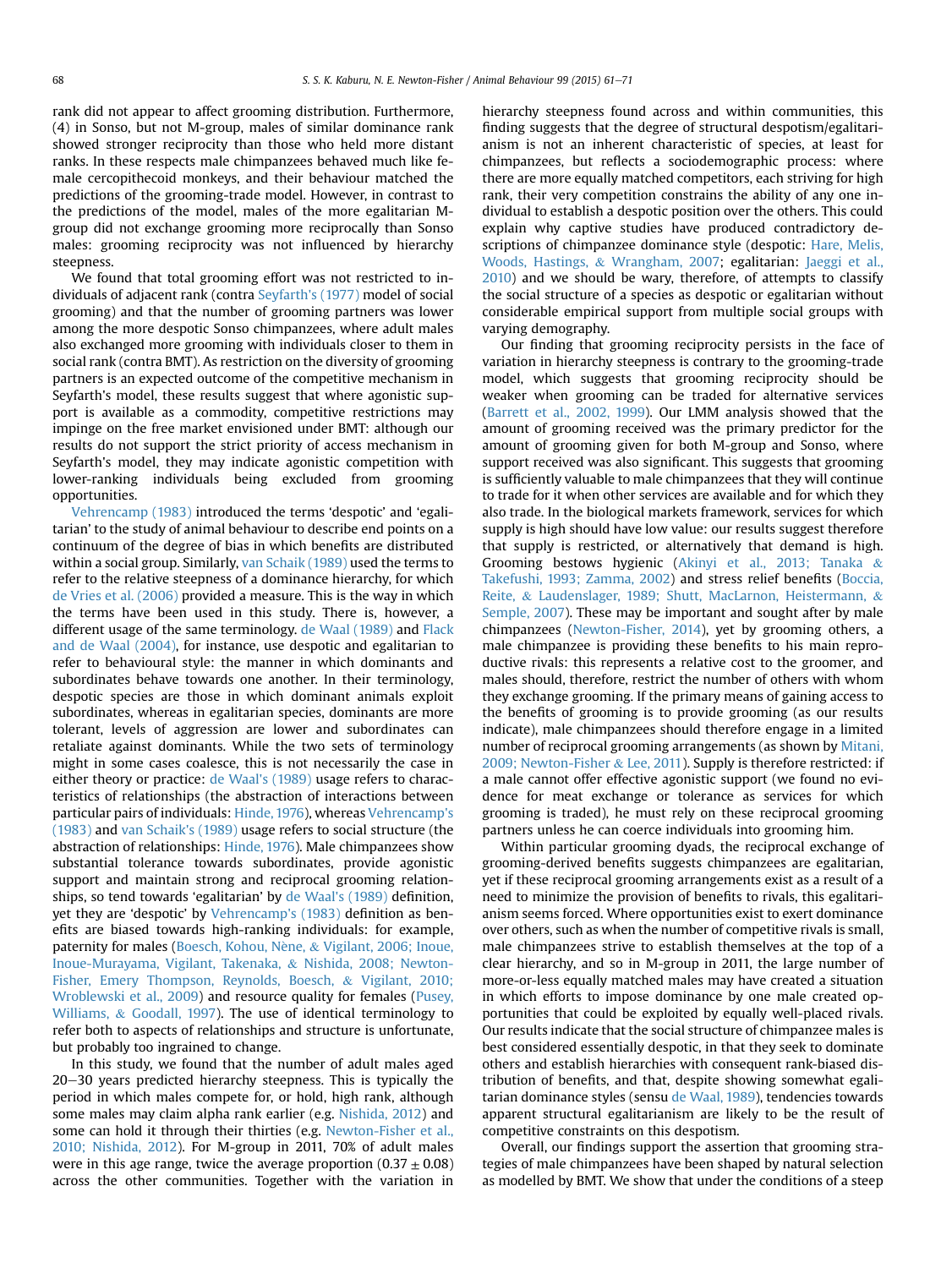rank did not appear to affect grooming distribution. Furthermore, (4) in Sonso, but not M-group, males of similar dominance rank showed stronger reciprocity than those who held more distant ranks. In these respects male chimpanzees behaved much like female cercopithecoid monkeys, and their behaviour matched the predictions of the grooming-trade model. However, in contrast to the predictions of the model, males of the more egalitarian M-group did not exchange grooming more reciprocally than Sonso males: grooming reciprocity was not influenced by hierarchy steepness.

We found that total grooming effort was not restricted to individuals of adjacent rank (contra Seyfarth's (1977) model of social grooming) and that the number of grooming partners was lower among the more despotic Sonso chimpanzees, where adult males also exchanged more grooming with individuals closer to them in social rank (contra BMT). As restriction on the diversity of grooming partners is an expected outcome of the competitive mechanism in Seyfarth's model, these results suggest that where agonistic support is available as a commodity, competitive restrictions may impinge on the free market envisioned under BMT: although our results do not support the strict priority of access mechanism in Seyfarth's model, they may indicate agonistic competition with lower-ranking individuals being excluded from grooming opportunities.

Vehrencamp (1983) introduced the terms 'despotic' and 'egalitarian' to the study of animal behaviour to describe end points on a continuum of the degree of bias in which benefits are distributed within a social group. Similarly, van Schaik (1989) used the terms to refer to the relative steepness of a dominance hierarchy, for which de Vries et al. (2006) provided a measure. This is the way in which the terms have been used in this study. There is, however, a different usage of the same terminology. de Waal (1989) and Flack and de Waal (2004), for instance, use despotic and egalitarian to refer to behavioural style: the manner in which dominants and subordinates behave towards one another. In their terminology, despotic species are those in which dominant animals exploit subordinates, whereas in egalitarian species, dominants are more tolerant, levels of aggression are lower and subordinates can retaliate against dominants. While the two sets of terminology might in some cases coalesce, this is not necessarily the case in either theory or practice: de Waal's (1989) usage refers to characteristics of relationships (the abstraction of interactions between particular pairs of individuals: Hinde, 1976), whereas Vehrencamp's (1983) and van Schaik's (1989) usage refers to social structure (the abstraction of relationships: Hinde, 1976). Male chimpanzees show substantial tolerance towards subordinates, provide agonistic support and maintain strong and reciprocal grooming relationships, so tend towards 'egalitarian' by de Waal's (1989) definition, yet they are 'despotic' by Vehrencamp's (1983) definition as benefits are biased towards high-ranking individuals: for example, paternity for males (Boesch, Kohou, Nène, & Vigilant, 2006; Inoue, Inoue-Murayama, Vigilant, Takenaka, & Nishida, 2008; Newton-Fisher, Emery Thompson, Reynolds, Boesch, & Vigilant, 2010; Wroblewski et al., 2009) and resource quality for females (Pusey, Williams, & Goodall, 1997). The use of identical terminology to refer both to aspects of relationships and structure is unfortunate, but probably too ingrained to change.

In this study, we found that the number of adult males aged 20–30 years predicted hierarchy steepness. This is typically the period in which males compete for, or hold, high rank, although some males may claim alpha rank earlier (e.g. Nishida, 2012) and some can hold it through their thirties (e.g. Newton-Fisher et al., 2010; Nishida, 2012). For M-group in 2011, 70% of adult males were in this age range, twice the average proportion ($0.37 \pm 0.08$) across the other communities. Together with the variation in hierarchy steepness found across and within communities, this finding suggests that the degree of structural despotism/egalitarianism is not an inherent characteristic of species, at least for chimpanzees, but reflects a sociodemographic process: where there are more equally matched competitors, each striving for high rank, their very competition constrains the ability of any one individual to establish a despotic position over the others. This could explain why captive studies have produced contradictory descriptions of chimpanzee dominance style (despotic: Hare, Melis, Woods, Hastings, & Wrangham, 2007; egalitarian: Jaeggi et al., 2010) and we should be wary, therefore, of attempts to classify the social structure of a species as despotic or egalitarian without considerable empirical support from multiple social groups with varying demography.

Our finding that grooming reciprocity persists in the face of variation in hierarchy steepness is contrary to the grooming-trade model, which suggests that grooming reciprocity should be weaker when grooming can be traded for alternative services (Barrett et al., 2002, 1999). Our LMM analysis showed that the amount of grooming received was the primary predictor for the amount of grooming given for both M-group and Sonso, where support received was also significant. This suggests that grooming is sufficiently valuable to male chimpanzees that they will continue to trade for it when other services are available and for which they also trade. In the biological markets framework, services for which supply is high should have low value: our results suggest therefore that supply is restricted, or alternatively that demand is high. Grooming bestows hygienic (Akinyi et al., 2013; Tanaka & Takefushi, 1993; Zamma, 2002) and stress relief benefits (Boccia, Reite, & Laudenslager, 1989; Shutt, MacLarnon, Heistermann, & Semple, 2007). These may be important and sought after by male chimpanzees (Newton-Fisher, 2014), yet by grooming others, a male chimpanzee is providing these benefits to his main reproductive rivals: this represents a relative cost to the groomer, and males should, therefore, restrict the number of others with whom they exchange grooming. If the primary means of gaining access to the benefits of grooming is to provide grooming (as our results indicate), male chimpanzees should therefore engage in a limited number of reciprocal grooming arrangements (as shown by Mitani, 2009; Newton-Fisher & Lee, 2011). Supply is therefore restricted: if a male cannot offer effective agonistic support (we found no evidence for meat exchange or tolerance as services for which grooming is traded), he must rely on these reciprocal grooming partners unless he can coerce individuals into grooming him.

Within particular grooming dyads, the reciprocal exchange of grooming-derived benefits suggests chimpanzees are egalitarian, yet if these reciprocal grooming arrangements exist as a result of a need to minimize the provision of benefits to rivals, this egalitarianism seems forced. Where opportunities exist to exert dominance over others, such as when the number of competitive rivals is small, male chimpanzees strive to establish themselves at the top of a clear hierarchy, and so in M-group in 2011, the large number of more-or-less equally matched males may have created a situation in which efforts to impose dominance by one male created opportunities that could be exploited by equally well-placed rivals. Our results indicate that the social structure of chimpanzee males is best considered essentially despotic, in that they seek to dominate others and establish hierarchies with consequent rank-biased distribution of benefits, and that, despite showing somewhat egalitarian dominance styles (sensu de Waal, 1989), tendencies towards apparent structural egalitarianism are likely to be the result of competitive constraints on this despotism.

Overall, our findings support the assertion that grooming strategies of male chimpanzees have been shaped by natural selection as modelled by BMT. We show that under the conditions of a steep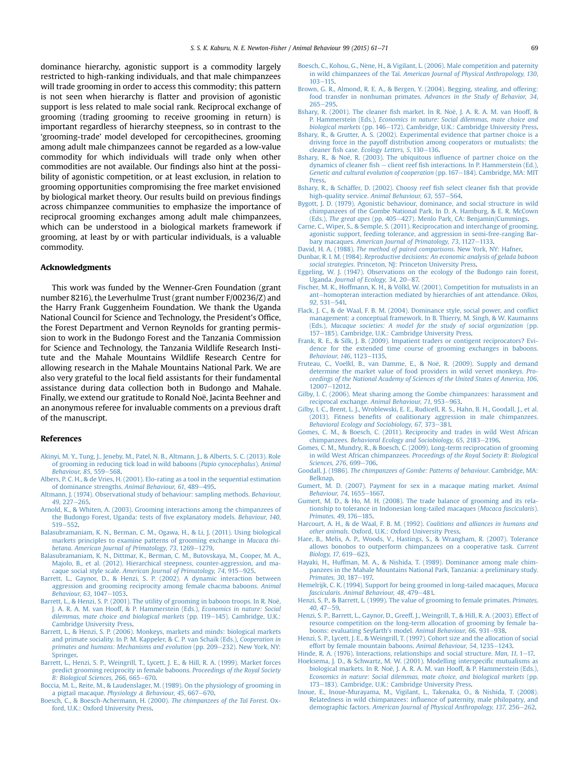dominance hierarchy, agonistic support is a commodity largely restricted to high-ranking individuals, and that male chimpanzees will trade grooming in order to access this commodity; this pattern is not seen when hierarchy is flatter and provision of agonistic support is less related to male social rank. Reciprocal exchange of grooming (trading grooming to receive grooming in return) is important regardless of hierarchy steepness, so in contrast to the 'grooming-trade' model developed for cercopithecines, grooming among adult male chimpanzees cannot be regarded as a low-value commodity for which individuals will trade only when other commodities are not available. Our findings also hint at the possibility of agonistic competition, or at least exclusion, in relation to grooming opportunities compromising the free market envisioned by biological market theory. Our results build on previous findings across chimpanzee communities to emphasize the importance of reciprocal grooming exchanges among adult male chimpanzees, which can be understood in a biological markets framework if grooming, at least by or with particular individuals, is a valuable commodity.

## Acknowledgments

This work was funded by the Wenner-Gren Foundation (grant number 8216), the Leverhulme Trust (grant number F/00236/Z) and the Harry Frank Guggenheim Foundation. We thank the Uganda National Council for Science and Technology, the President's Office, the Forest Department and Vernon Reynolds for granting permission to work in the Budongo Forest and the Tanzania Commission for Science and Technology, the Tanzania Wildlife Research Institute and the Mahale Mountains Wildlife Research Centre for allowing research in the Mahale Mountains National Park. We are also very grateful to the local field assistants for their fundamental assistance during data collection both in Budongo and Mahale. Finally, we extend our gratitude to Ronald Noë, Jacinta Beehner and an anonymous referee for invaluable comments on a previous draft of the manuscript.

## References

Akinyi, M. Y., Tung, J., Jeneby, M., Patel, N. B., Altmann, J., & Alberts, S. C. (2013). Role of grooming in reducing tick load in wild baboons (*Papio cynocephalus*). *Animal Behaviour, 85*, 559–568.

Albers, P. C. H., & de Vries, H. (2001). Elo-rating as a tool in the sequential estimation of dominance strengths. *Animal Behaviour, 61*, 489–495.

Altmann, J. (1974). Observational study of behaviour: sampling methods. *Behaviour, 49*, 227–265.

Arnold, K., & Whiten, A. (2003). Grooming interactions among the chimpanzees of the Budongo Forest, Uganda: tests of five explanatory models. *Behaviour, 140*, 519–552.

Balasubramaniam, K. N., Berman, C. M., Ogawa, H., & Li, J. (2011). Using biological markets principles to examine patterns of grooming exchange in *Macaca thibetana*. *American Journal of Primatology, 73*, 1269–1279.

Balasubramaniam, K. N., Dittmar, K., Berman, C. M., Butovskaya, M., Cooper, M. A., Majolo, B., et al. (2012). Hierarchical steepness, counter-aggression, and macaque social style scale. *American Journal of Primatology, 74*, 915–925.

Barrett, L., Gaynor, D., & Henzi, S. P. (2002). A dynamic interaction between aggression and grooming reciprocity among female chacma baboons. *Animal Behaviour, 63*, 1047–1053.

Barrett, L., & Henzi, S. P. (2001). The utility of grooming in baboon troops. In R. Noë, J. A. R. A. M. van Hooff, & P. Hammerstein (Eds.), *Economics in nature: Social dilemmas, mate choice and biological markets* (pp. 119–145). Cambridge, U.K.: Cambridge University Press.

Barrett, L., & Henzi, S. P. (2006). Monkeys, markets and minds: biological markets and primate sociality. In P. M. Kappeler, & C. P. van Schaik (Eds.), *Cooperation in primates and humans: Mechanisms and evolution* (pp. 209–232). New York, NY: Springer.

Barrett, L., Henzi, S. P., Weingrill, T., Lycett, J. E., & Hill, R. A. (1999). Market forces predict grooming reciprocity in female baboons. *Proceedings of the Royal Society B: Biological Sciences, 266*, 665–670.

Boccia, M. L., Reite, M., & Laudenslager, M. (1989). On the physiology of grooming in a pigtail macaque. *Physiology & Behavior, 45*, 667–670.

Boesch, C., & Boesch-Achermann, H. (2000). *The chimpanzees of the Taï Forest*. Oxford, U.K.: Oxford University Press.

Boesch, C., Kohou, G., Nène, H., & Vigilant, L. (2006). Male competition and paternity in wild chimpanzees of the Taï. *American Journal of Physical Anthropology, 130*, 103–115.

Brown, G. R., Almond, R. E. A., & Bergen, Y. (2004). Begging, stealing, and offering: food transfer in nonhuman primates. *Advances in the Study of Behavior, 34*, 265–295.

Bshary, R. (2001). The cleaner fish market. In R. Noë, J. A. R. A. M. van Hooff, & P. Hammerstein (Eds.), *Economics in nature: Social dilemmas, mate choice and biological markets* (pp. 146–172). Cambridge, U.K.: Cambridge University Press.

Bshary, R., & Grutter, A. S. (2002). Experimental evidence that partner choice is a driving force in the payoff distribution among cooperators or mutualists: the cleaner fish case. *Ecology Letters, 5*, 130–136.

Bshary, R., & Noë, R. (2003). The ubiquitous influence of partner choice on the dynamics of cleaner fish – client reef fish interactions. In P. Hammerstein (Ed.), *Genetic and cultural evolution of cooperation* (pp. 167–184). Cambridge, MA: MIT Press.

Bshary, R., & Schäffer, D. (2002). Choosy reef fish select cleaner fish that provide high-quality service. *Animal Behaviour, 63*, 557–564.

Bygott, J. D. (1979). Agonistic behaviour, dominance, and social structure in wild chimpanzees of the Gombe National Park. In D. A. Hamburg, & E. R. McCown (Eds.), *The great apes* (pp. 405–427). Menlo Park, CA: Benjamin/Cummings.

Carne, C., Wiper, S., & Semple, S. (2011). Reciprocation and interchange of grooming, agonistic support, feeding tolerance, and aggression in semi-free-ranging Barbary macaques. *American Journal of Primatology, 73*, 1127–1133.

David, H. A. (1988). *The method of paired comparisons*. New York, NY: Hafner.

Dunbar, R. I. M. (1984). *Reproductive decisions: An economic analysis of gelada baboon social strategies*. Princeton, NJ: Princeton University Press.

Eggeling, W. J. (1947). Observations on the ecology of the Budongo rain forest, Uganda. *Journal of Ecology, 34*, 20–87.

Fischer, M. K., Hoffmann, K. H., & Völkl, W. (2001). Competition for mutualists in an ant–homopteran interaction mediated by hierarchies of ant attendance. *Oikos, 92*, 531–541.

Flack, J. C., & de Waal, F. B. M. (2004). Dominance style, social power, and conflict management: a conceptual framework. In B. Thierry, M. Singh, & W. Kaumanns (Eds.), *Macaque societies: A model for the study of social organization* (pp. 157–185). Cambridge, U.K.: Cambridge University Press.

Frank, R. E., & Silk, J. B. (2009). Impatient traders or contigent reciprocators? Evidence for the extended time course of grooming exchanges in baboons. *Behaviour, 146*, 1123–1135.

Fruteau, C., Voelkl, B., van Damme, E., & Noë, R. (2009). Supply and demand determine the market value of food providers in wild vervet monkeys. *Proceedings of the National Academy of Sciences of the United States of America, 106*, 12007–12012.

Gilby, I. C. (2006). Meat sharing among the Gombe chimpanzees: harassment and reciprocal exchange. *Animal Behaviour, 71*, 953–963.

Gilby, I. C., Brent, L. J., Wroblewski, E. E., Rudicell, R. S., Hahn, B. H., Goodall, J., et al. (2013). Fitness benefits of coalitionary aggression in male chimpanzees. *Behavioral Ecology and Sociobiology, 67*, 373–381.

Gomes, C. M., & Boesch, C. (2011). Reciprocity and trades in wild West African chimpanzees. *Behavioral Ecology and Sociobiology, 65*, 2183–2196.

Gomes, C. M., Mundry, R., & Boesch, C. (2009). Long-term reciprocation of grooming in wild West African chimpanzees. *Proceedings of the Royal Society B: Biological Sciences, 276*, 699–706.

Goodall, J. (1986). *The chimpanzees of Gombe: Patterns of behaviour*. Cambridge, MA: Belknap.

Gumert, M. D. (2007). Payment for sex in a macaque mating market. *Animal Behaviour, 74*, 1655–1667.

Gumert, M. D., & Ho, M. H. (2008). The trade balance of grooming and its relationship to tolerance in Indonesian long-tailed macaques (*Macaca fascicularis*). *Primates, 49*, 176–185.

Harcourt, A. H., & de Waal, F. B. M. (1992). *Coalitions and alliances in humans and other animals*. Oxford, U.K.: Oxford University Press.

Hare, B., Melis, A. P., Woods, V., Hastings, S., & Wrangham, R. (2007). Tolerance allows bonobos to outperform chimpanzees on a cooperative task. *Current Biology, 17*, 619–623.

Hayaki, H., Huffman, M. A., & Nishida, T. (1989). Dominance among male chimpanzees in the Mahale Mountains National Park, Tanzania: a preliminary study. *Primates, 30*, 187–197.

Hemelrijk, C. K. (1994). Support for being groomed in long-tailed macaques, *Macaca fascicularis*. *Animal Behaviour, 48*, 479–481.

Henzi, S. P., & Barrett, L. (1999). The value of grooming to female primates. *Primates, 40*, 47–59.

Henzi, S. P., Barrett, L., Gaynor, D., Greeff, J., Weingrill, T., & Hill, R. A. (2003). Effect of resource competition on the long-term allocation of grooming by female baboons: evaluating Seyfarth's model. *Animal Behaviour, 66*, 931–938.

Henzi, S. P., Lycett, J. E., & Weingrill, T. (1997). Cohort size and the allocation of social effort by female mountain baboons. *Animal Behaviour, 54*, 1235–1243.

Hinde, R. A. (1976). Interactions, relationships and social structure. *Man, 11*, 1–17.

Hoeksema, J. D., & Schwartz, M. W. (2001). Modelling interspecific mutualisms as biological markets. In R. Noë, J. A. R. A. M. van Hooff, & P. Hammerstein (Eds.), *Economics in nature: Social dilemmas, mate choice, and biological markets* (pp. 173–183). Cambridge, U.K.: Cambridge University Press.

Inoue, E., Inoue-Murayama, M., Vigilant, L., Takenaka, O., & Nishida, T. (2008). Relatedness in wild chimpanzees: influence of paternity, male philopatry, and demographic factors. *American Journal of Physical Anthropology, 137*, 256–262.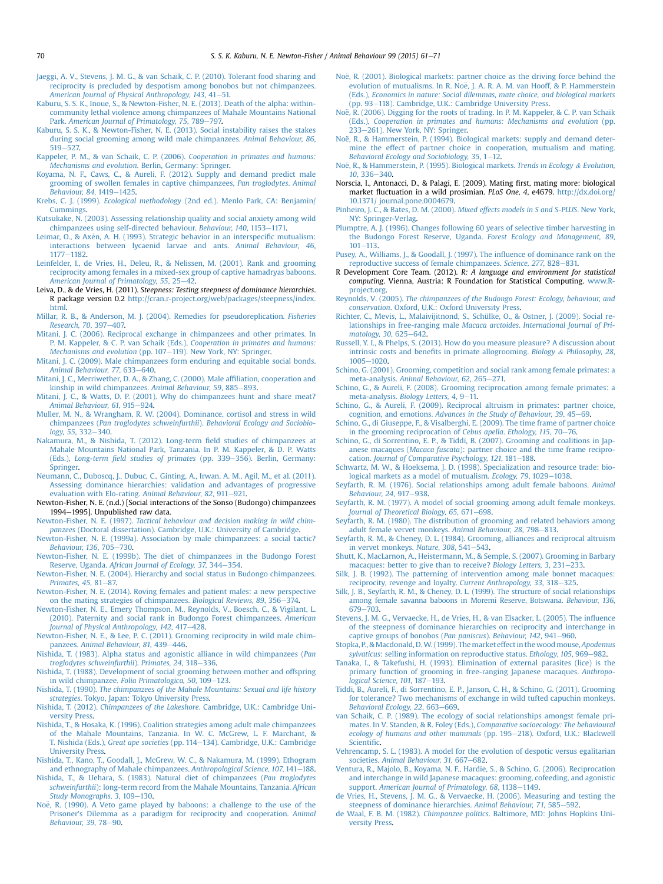Jaeggi, A. V., Stevens, J. M. G., & van Schaik, C. P. (2010). Tolerant food sharing and reciprocity is precluded by despotism among bonobos but not chimpanzees. *American Journal of Physical Anthropology, 143*, 41–51.

Kaburu, S. S. K., Inoue, S., & Newton-Fisher, N. E. (2013). Death of the alpha: within-community lethal violence among chimpanzees of Mahale Mountains National Park. *American Journal of Primatology, 75*, 789–797.

Kaburu, S. S. K., & Newton-Fisher, N. E. (2013). Social instability raises the stakes during social grooming among wild male chimpanzees. *Animal Behaviour, 86*, 519–527.

Kappeler, P. M., & van Schaik, C. P. (2006). *Cooperation in primates and humans: Mechanisms and evolution*. Berlin, Germany: Springer.

Koyama, N. F., Caws, C., & Aureli, F. (2012). Supply and demand predict male grooming of swollen females in captive chimpanzees, *Pan troglodytes*. *Animal Behaviour, 84*, 1419–1425.

Krebs, C. J. (1999). *Ecological methodology* (2nd ed.). Menlo Park, CA: Benjamin/Cummings.

Kutsukake, N. (2003). Assessing relationship quality and social anxiety among wild chimpanzees using self-directed behaviour. *Behaviour, 140*, 1153–1171.

Leimar, O., & Axén, A. H. (1993). Strategic behavior in an interspecific mutualism: interactions between lycaenid larvae and ants. *Animal Behaviour, 46*, 1177–1182.

Leinfelder, I., de Vries, H., Deleu, R., & Nelissen, M. (2001). Rank and grooming reciprocity among females in a mixed-sex group of captive hamadryas baboons. *American Journal of Primatology, 55*, 25–42.

Leiva, D., & de Vries, H. (2011). *Steepness: Testing steepness of dominance hierarchies*. R package version 0.2 http://cran.r-project.org/web/packages/steepness/index.html.

Millar, R. B., & Anderson, M. J. (2004). Remedies for pseudoreplication. *Fisheries Research, 70*, 397–407.

Mitani, J. C. (2006). Reciprocal exchange in chimpanzees and other primates. In P. M. Kappeler, & C. P. van Schaik (Eds.), *Cooperation in primates and humans: Mechanisms and evolution* (pp. 107–119). New York, NY: Springer.

Mitani, J. C. (2009). Male chimpanzees form enduring and equitable social bonds. *Animal Behaviour, 77*, 633–640.

Mitani, J. C., Merriwether, D. A., & Zhang, C. (2000). Male affiliation, cooperation and kinship in wild chimpanzees. *Animal Behaviour, 59*, 885–893.

Mitani, J. C., & Watts, D. P. (2001). Why do chimpanzees hunt and share meat? *Animal Behaviour, 61*, 915–924.

Muller, M. N., & Wrangham, R. W. (2004). Dominance, cortisol and stress in wild chimpanzees (*Pan troglodytes schweinfurthii*). *Behavioral Ecology and Sociobiology, 55*, 332–340.

Nakamura, M., & Nishida, T. (2012). Long-term field studies of chimpanzees at Mahale Mountains National Park, Tanzania. In P. M. Kappeler, & D. P. Watts (Eds.), *Long-term field studies of primates* (pp. 339–356). Berlin, Germany: Springer.

Neumann, C., Duboscq, J., Dubuc, C., Ginting, A., Irwan, A. M., Agil, M., et al. (2011). Assessing dominance hierarchies: validation and advantages of progressive evaluation with Elo-rating. *Animal Behaviour, 82*, 911–921.

Newton-Fisher, N. E. (n.d.) [Social interactions of the Sonso (Budongo) chimpanzees 1994–1995]. Unpublished raw data.

Newton-Fisher, N. E. (1997). *Tactical behaviour and decision making in wild chimpanzees* (Doctoral dissertation). Cambridge, U.K.: University of Cambridge.

Newton-Fisher, N. E. (1999a). Association by male chimpanzees: a social tactic? *Behaviour, 136*, 705–730.

Newton-Fisher, N. E. (1999b). The diet of chimpanzees in the Budongo Forest Reserve, Uganda. *African Journal of Ecology, 37*, 344–354.

Newton-Fisher, N. E. (2004). Hierarchy and social status in Budongo chimpanzees. *Primates, 45*, 81–87.

Newton-Fisher, N. E. (2014). Roving females and patient males: a new perspective on the mating strategies of chimpanzees. *Biological Reviews, 89*, 356–374.

Newton-Fisher, N. E., Emery Thompson, M., Reynolds, V., Boesch, C., & Vigilant, L. (2010). Paternity and social rank in Budongo Forest chimpanzees. *American Journal of Physical Anthropology, 142*, 417–428.

Newton-Fisher, N. E., & Lee, P. C. (2011). Grooming reciprocity in wild male chimpanzees. *Animal Behaviour, 81*, 439–446.

Nishida, T. (1983). Alpha status and agonistic alliance in wild chimpanzees (*Pan troglodytes schweinfurthii*). *Primates, 24*, 318–336.

Nishida, T. (1988). Development of social grooming between mother and offspring in wild chimpanzee. *Folia Primatologica, 50*, 109–123.

Nishida, T. (1990). *The chimpanzees of the Mahale Mountains: Sexual and life history strategies*. Tokyo, Japan: Tokyo University Press.

Nishida, T. (2012). *Chimpanzees of the Lakeshore*. Cambridge, U.K.: Cambridge University Press.

Nishida, T., & Hosaka, K. (1996). Coalition strategies among adult male chimpanzees of the Mahale Mountains, Tanzania. In W. C. McGrew, L. F. Marchant, & T. Nishida (Eds.), *Great ape societies* (pp. 114–134). Cambridge, U.K.: Cambridge University Press.

Nishida, T., Kano, T., Goodall, J., McGrew, W. C., & Nakamura, M. (1999). Ethogram and ethnography of Mahale chimpanzees. *Anthropological Science, 107*, 141–188.

Nishida, T., & Uehara, S. (1983). Natural diet of chimpanzees (*Pan troglodytes schweinfurthii*): long-term record from the Mahale Mountains, Tanzania. *African Study Monographs, 3*, 109–130.

Noë, R. (1990). A Veto game played by baboons: a challenge to the use of the Prisoner's Dilemma as a paradigm for reciprocity and cooperation. *Animal Behaviour, 39*, 78–90.

Noë, R. (2001). Biological markets: partner choice as the driving force behind the evolution of mutualisms. In R. Noë, J. A. R. A. M. van Hooff, & P. Hammerstein (Eds.), *Economics in nature: Social dilemmas, mate choice, and biological markets* (pp. 93–118). Cambridge, U.K.: Cambridge University Press.

Noë, R. (2006). Digging for the roots of trading. In P. M. Kappeler, & C. P. van Schaik (Eds.), *Cooperation in primates and humans: Mechanisms and evolution* (pp. 233–261). New York, NY: Springer.

Noë, R., & Hammerstein, P. (1994). Biological markets: supply and demand determine the effect of partner choice in cooperation, mutualism and mating. *Behavioral Ecology and Sociobiology, 35*, 1–12.

Noë, R., & Hammerstein, P. (1995). Biological markets. *Trends in Ecology & Evolution, 10*, 336–340.

Norscia, I., Antonacci, D., & Palagi, E. (2009). Mating first, mating more: biological market fluctuation in a wild prosimian. *PLoS One, 4*, e4679. http://dx.doi.org/10.1371/journal.pone.0004679.

Pinheiro, J. C., & Bates, D. M. (2000). *Mixed effects models in S and S-PLUS*. New York, NY: Springer-Verlag.

Plumptre, A. J. (1996). Changes following 60 years of selective timber harvesting in the Budongo Forest Reserve, Uganda. *Forest Ecology and Management, 89*, 101–113.

Pusey, A., Williams, J., & Goodall, J. (1997). The influence of dominance rank on the reproductive success of female chimpanzees. *Science, 277*, 828–831.

R Development Core Team. (2012). *R: A language and environment for statistical computing*. Vienna, Austria: R Foundation for Statistical Computing. www.R-project.org.

Reynolds, V. (2005). *The chimpanzees of the Budongo Forest: Ecology, behaviour, and conservation*. Oxford, U.K.: Oxford University Press.

Richter, C., Mevis, L., Malaivijitnond, S., Schülke, O., & Ostner, J. (2009). Social relationships in free-ranging male *Macaca arctoides*. *International Journal of Primatology, 30*, 625–642.

Russell, Y. I., & Phelps, S. (2013). How do you measure pleasure? A discussion about intrinsic costs and benefits in primate allogrooming. *Biology & Philosophy, 28*, 1005–1020.

Schino, G. (2001). Grooming, competition and social rank among female primates: a meta-analysis. *Animal Behaviour, 62*, 265–271.

Schino, G., & Aureli, F. (2008). Grooming reciprocation among female primates: a meta-analysis. *Biology Letters, 4*, 9–11.

Schino, G., & Aureli, F. (2009). Reciprocal altruism in primates: partner choice, cognition, and emotions. *Advances in the Study of Behavior, 39*, 45–69.

Schino, G., di Giuseppe, F., & Visalberghi, E. (2009). The time frame of partner choice in the grooming reciprocation of *Cebus apella*. *Ethology, 115*, 70–76.

Schino, G., di Sorrentino, E. P., & Tiddi, B. (2007). Grooming and coalitions in Japanese macaques (*Macaca fuscata*): partner choice and the time frame reciprocation. *Journal of Comparative Psychology, 121*, 181–188.

Schwartz, M. W., & Hoeksema, J. D. (1998). Specialization and resource trade: biological markets as a model of mutualism. *Ecology, 79*, 1029–1038.

Seyfarth, R. M. (1976). Social relationships among adult female baboons. *Animal Behaviour, 24*, 917–938.

Seyfarth, R. M. (1977). A model of social grooming among adult female monkeys. *Journal of Theoretical Biology, 65*, 671–698.

Seyfarth, R. M. (1980). The distribution of grooming and related behaviors among adult female vervet monkeys. *Animal Behaviour, 28*, 798–813.

Seyfarth, R. M., & Cheney, D. L. (1984). Grooming, alliances and reciprocal altruism in vervet monkeys. *Nature, 308*, 541–543.

Shutt, K., MacLarnon, A., Heistermann, M., & Semple, S. (2007). Grooming in Barbary macaques: better to give than to receive? *Biology Letters, 3*, 231–233.

Silk, J. B. (1992). The patterning of intervention among male bonnet macaques: reciprocity, revenge and loyalty. *Current Anthropology, 33*, 318–325.

Silk, J. B., Seyfarth, R. M., & Cheney, D. L. (1999). The structure of social relationships among female savanna baboons in Moremi Reserve, Botswana. *Behaviour, 136*, 679–703.

Stevens, J. M. G., Vervaecke, H., de Vries, H., & van Elsacker, L. (2005). The influence of the steepness of dominance hierarchies on reciprocity and interchange in captive groups of bonobos (*Pan paniscus*). *Behaviour, 142*, 941–960.

Stopka, P., & Macdonald, D. W. (1999). The market effect in the wood mouse, *Apodemus sylvaticus*: selling information on reproductive status. *Ethology, 105*, 969–982.

Tanaka, I., & Takefushi, H. (1993). Elimination of external parasites (lice) is the primary function of grooming in free-ranging Japanese macaques. *Anthropological Science, 101*, 187–193.

Tiddi, B., Aureli, F., di Sorrentino, E. P., Janson, C. H., & Schino, G. (2011). Grooming for tolerance? Two mechanisms of exchange in wild tufted capuchin monkeys. *Behavioral Ecology, 22*, 663–669.

van Schaik, C. P. (1989). The ecology of social relationships amongst female primates. In V. Standen, & R. Foley (Eds.), *Comparative socioecology: The behavioural ecology of humans and other mammals* (pp. 195–218). Oxford, U.K.: Blackwell Scientific.

Vehrencamp, S. L. (1983). A model for the evolution of despotic versus egalitarian societies. *Animal Behaviour, 31*, 667–682.

Ventura, R., Majolo, B., Koyama, N. F., Hardie, S., & Schino, G. (2006). Reciprocation and interchange in wild Japanese macaques: grooming, cofeeding, and agonistic support. *American Journal of Primatology, 68*, 1138–1149.

de Vries, H., Stevens, J. M. G., & Vervaecke, H. (2006). Measuring and testing the steepness of dominance hierarchies. *Animal Behaviour, 71*, 585–592.

de Waal, F. B. M. (1982). *Chimpanzee politics*. Baltimore, MD: Johns Hopkins University Press.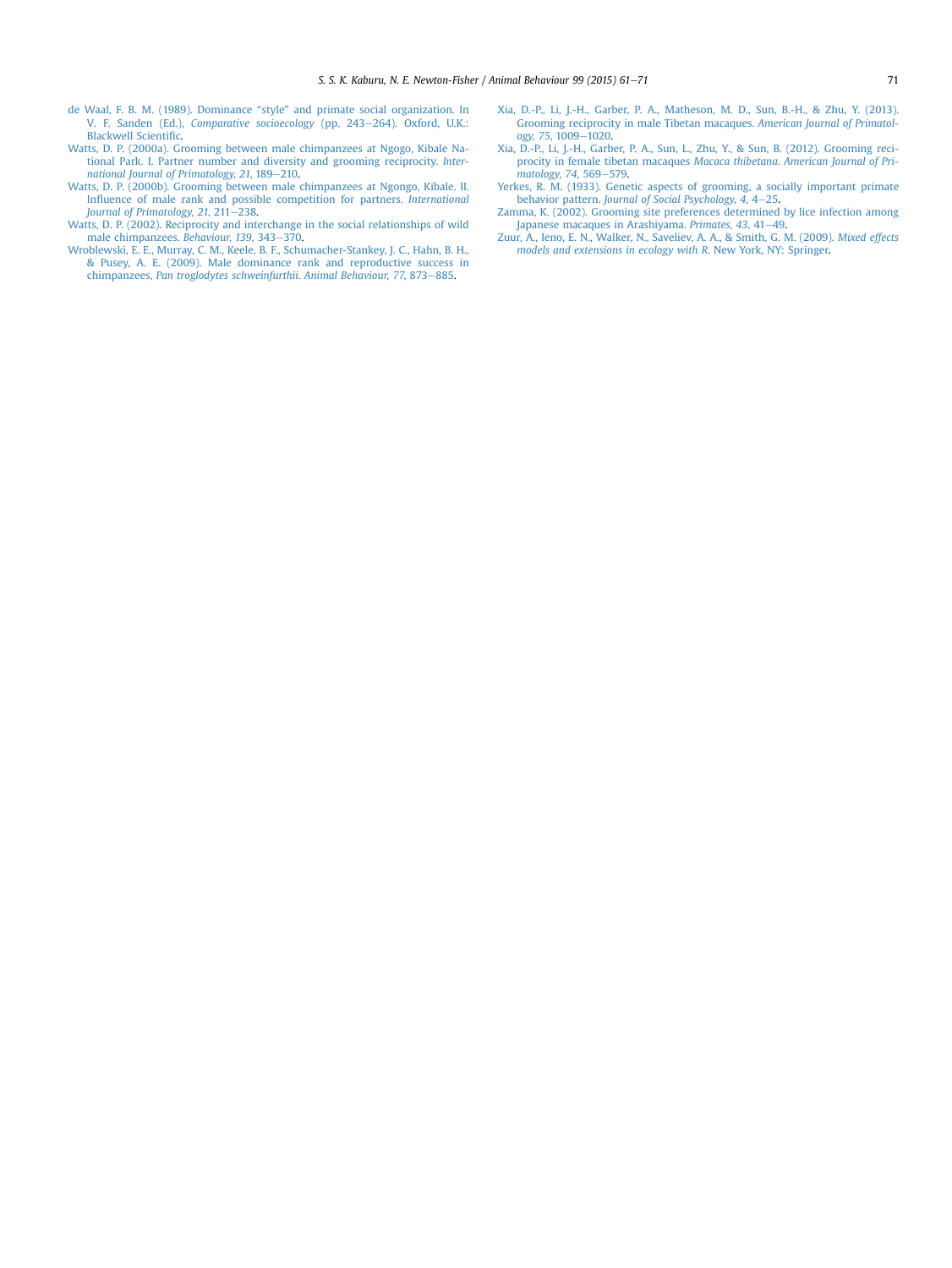de Waal, F. B. M. (1989). Dominance "style" and primate social organization. In V. F. Sanden (Ed.), *Comparative socioecology* (pp. 243–264). Oxford, U.K.: Blackwell Scientific.

Watts, D. P. (2000a). Grooming between male chimpanzees at Ngogo, Kibale National Park. I. Partner number and diversity and grooming reciprocity. *International Journal of Primatology, 21*, 189–210.

Watts, D. P. (2000b). Grooming between male chimpanzees at Ngongo, Kibale. II. Influence of male rank and possible competition for partners. *International Journal of Primatology, 21*, 211–238.

Watts, D. P. (2002). Reciprocity and interchange in the social relationships of wild male chimpanzees. *Behaviour, 139*, 343–370.

Wroblewski, E. E., Murray, C. M., Keele, B. F., Schumacher-Stankey, J. C., Hahn, B. H., & Pusey, A. E. (2009). Male dominance rank and reproductive success in chimpanzees, *Pan troglodytes schweinfurthii*. *Animal Behaviour, 77*, 873–885.

Xia, D.-P., Li, J.-H., Garber, P. A., Matheson, M. D., Sun, B.-H., & Zhu, Y. (2013). Grooming reciprocity in male Tibetan macaques. *American Journal of Primatology, 75*, 1009–1020.

Xia, D.-P., Li, J.-H., Garber, P. A., Sun, L., Zhu, Y., & Sun, B. (2012). Grooming reciprocity in female tibetan macaques *Macaca thibetana*. *American Journal of Primatology, 74*, 569–579.

Yerkes, R. M. (1933). Genetic aspects of grooming, a socially important primate behavior pattern. *Journal of Social Psychology, 4*, 4–25.

Zamma, K. (2002). Grooming site preferences determined by lice infection among Japanese macaques in Arashiyama. *Primates, 43*, 41–49.

Zuur, A., Ieno, E. N., Walker, N., Saveliev, A. A., & Smith, G. M. (2009). *Mixed effects models and extensions in ecology with R*. New York, NY: Springer.